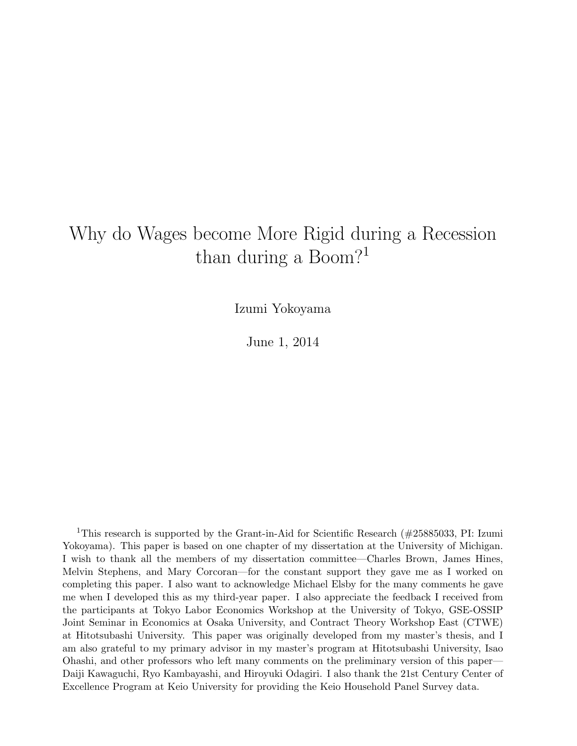# Why do Wages become More Rigid during a Recession than during a Boom?[1]

Izumi Yokoyama

June 1, 2014

[1]This research is supported by the Grant-in-Aid for Scientific Research (#25885033, PI: Izumi Yokoyama). This paper is based on one chapter of my dissertation at the University of Michigan. I wish to thank all the members of my dissertation committee—Charles Brown, James Hines, Melvin Stephens, and Mary Corcoran—for the constant support they gave me as I worked on completing this paper. I also want to acknowledge Michael Elsby for the many comments he gave me when I developed this as my third-year paper. I also appreciate the feedback I received from the participants at Tokyo Labor Economics Workshop at the University of Tokyo, GSE-OSSIP Joint Seminar in Economics at Osaka University, and Contract Theory Workshop East (CTWE) at Hitotsubashi University. This paper was originally developed from my master's thesis, and I am also grateful to my primary advisor in my master's program at Hitotsubashi University, Isao Ohashi, and other professors who left many comments on the preliminary version of this paper—Daiji Kawaguchi, Ryo Kambayashi, and Hiroyuki Odagiri. I also thank the 21st Century Center of Excellence Program at Keio University for providing the Keio Household Panel Survey data.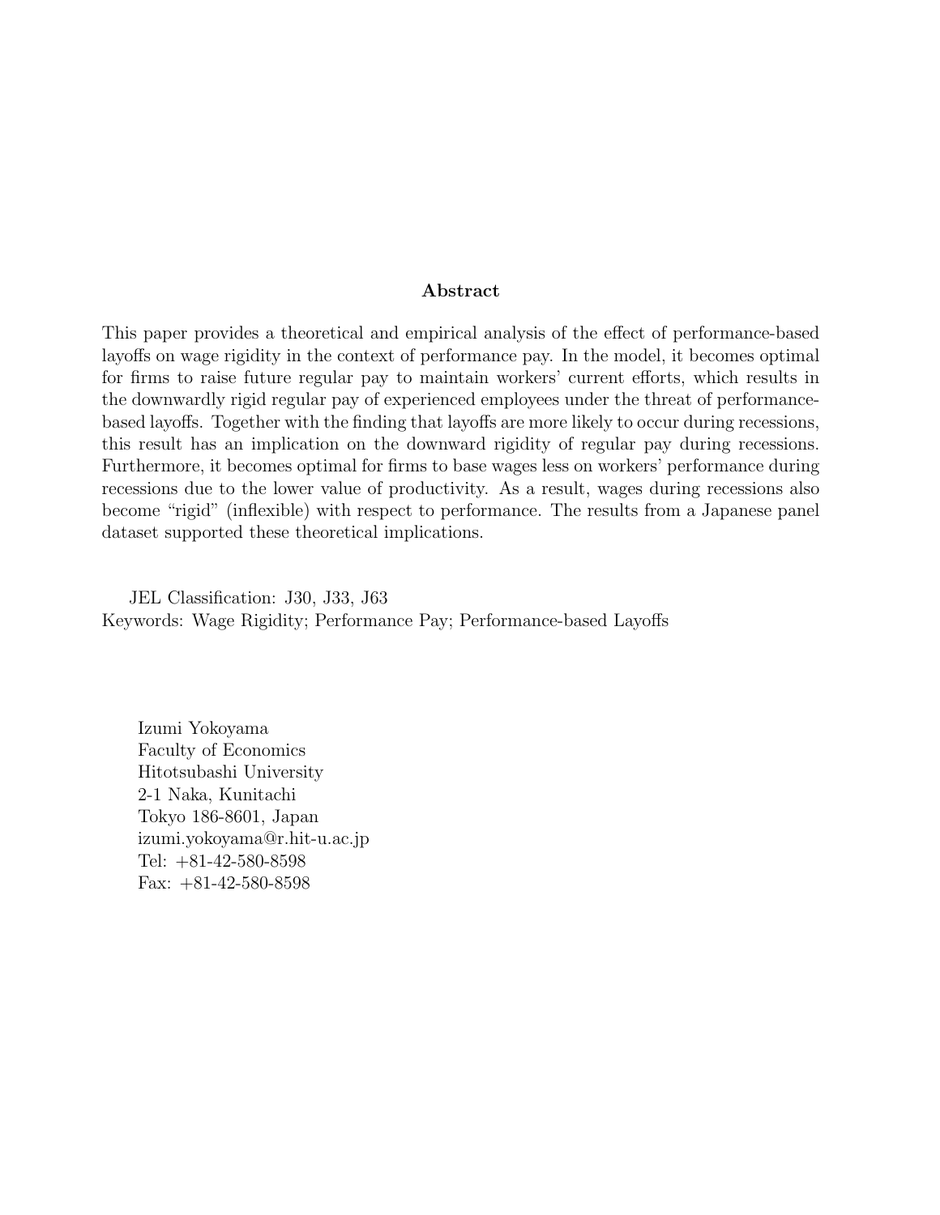## Abstract

This paper provides a theoretical and empirical analysis of the effect of performance-based layoffs on wage rigidity in the context of performance pay. In the model, it becomes optimal for firms to raise future regular pay to maintain workers' current efforts, which results in the downwardly rigid regular pay of experienced employees under the threat of performance-based layoffs. Together with the finding that layoffs are more likely to occur during recessions, this result has an implication on the downward rigidity of regular pay during recessions. Furthermore, it becomes optimal for firms to base wages less on workers' performance during recessions due to the lower value of productivity. As a result, wages during recessions also become "rigid" (inflexible) with respect to performance. The results from a Japanese panel dataset supported these theoretical implications.

JEL Classification: J30, J33, J63
Keywords: Wage Rigidity; Performance Pay; Performance-based Layoffs

Izumi Yokoyama
Faculty of Economics
Hitotsubashi University
2-1 Naka, Kunitachi
Tokyo 186-8601, Japan
izumi.yokoyama@r.hit-u.ac.jp
Tel: +81-42-580-8598
Fax: +81-42-580-8598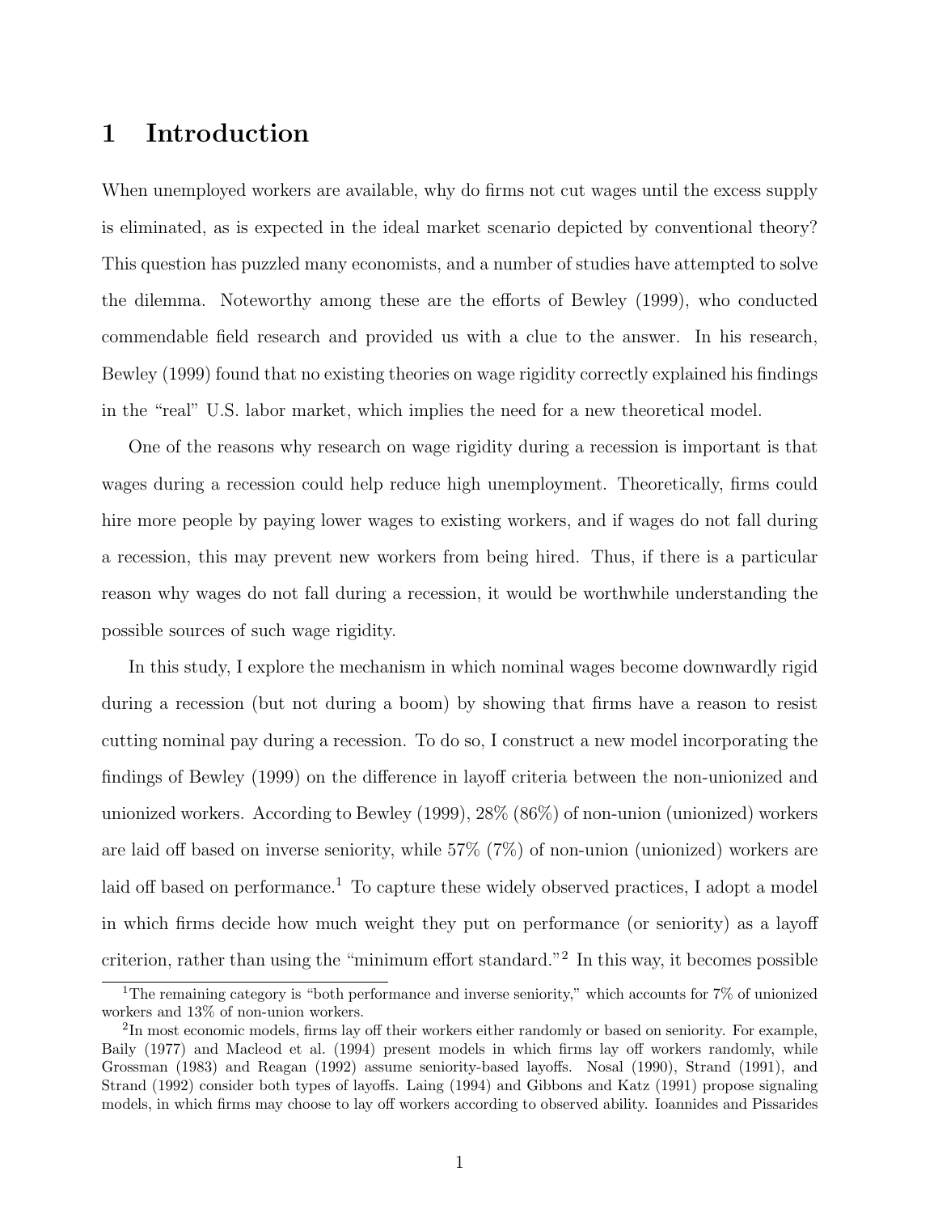# 1 Introduction

When unemployed workers are available, why do firms not cut wages until the excess supply is eliminated, as is expected in the ideal market scenario depicted by conventional theory? This question has puzzled many economists, and a number of studies have attempted to solve the dilemma. Noteworthy among these are the efforts of Bewley (1999), who conducted commendable field research and provided us with a clue to the answer. In his research, Bewley (1999) found that no existing theories on wage rigidity correctly explained his findings in the "real" U.S. labor market, which implies the need for a new theoretical model.

One of the reasons why research on wage rigidity during a recession is important is that wages during a recession could help reduce high unemployment. Theoretically, firms could hire more people by paying lower wages to existing workers, and if wages do not fall during a recession, this may prevent new workers from being hired. Thus, if there is a particular reason why wages do not fall during a recession, it would be worthwhile understanding the possible sources of such wage rigidity.

In this study, I explore the mechanism in which nominal wages become downwardly rigid during a recession (but not during a boom) by showing that firms have a reason to resist cutting nominal pay during a recession. To do so, I construct a new model incorporating the findings of Bewley (1999) on the difference in layoff criteria between the non-unionized and unionized workers. According to Bewley (1999), 28% (86%) of non-union (unionized) workers are laid off based on inverse seniority, while 57% (7%) of non-union (unionized) workers are laid off based on performance.[1] To capture these widely observed practices, I adopt a model in which firms decide how much weight they put on performance (or seniority) as a layoff criterion, rather than using the "minimum effort standard."[2] In this way, it becomes possible

[1] The remaining category is "both performance and inverse seniority," which accounts for 7% of unionized workers and 13% of non-union workers.

[2] In most economic models, firms lay off their workers either randomly or based on seniority. For example, Baily (1977) and Macleod et al. (1994) present models in which firms lay off workers randomly, while Grossman (1983) and Reagan (1992) assume seniority-based layoffs. Nosal (1990), Strand (1991), and Strand (1992) consider both types of layoffs. Laing (1994) and Gibbons and Katz (1991) propose signaling models, in which firms may choose to lay off workers according to observed ability. Ioannides and Pissarides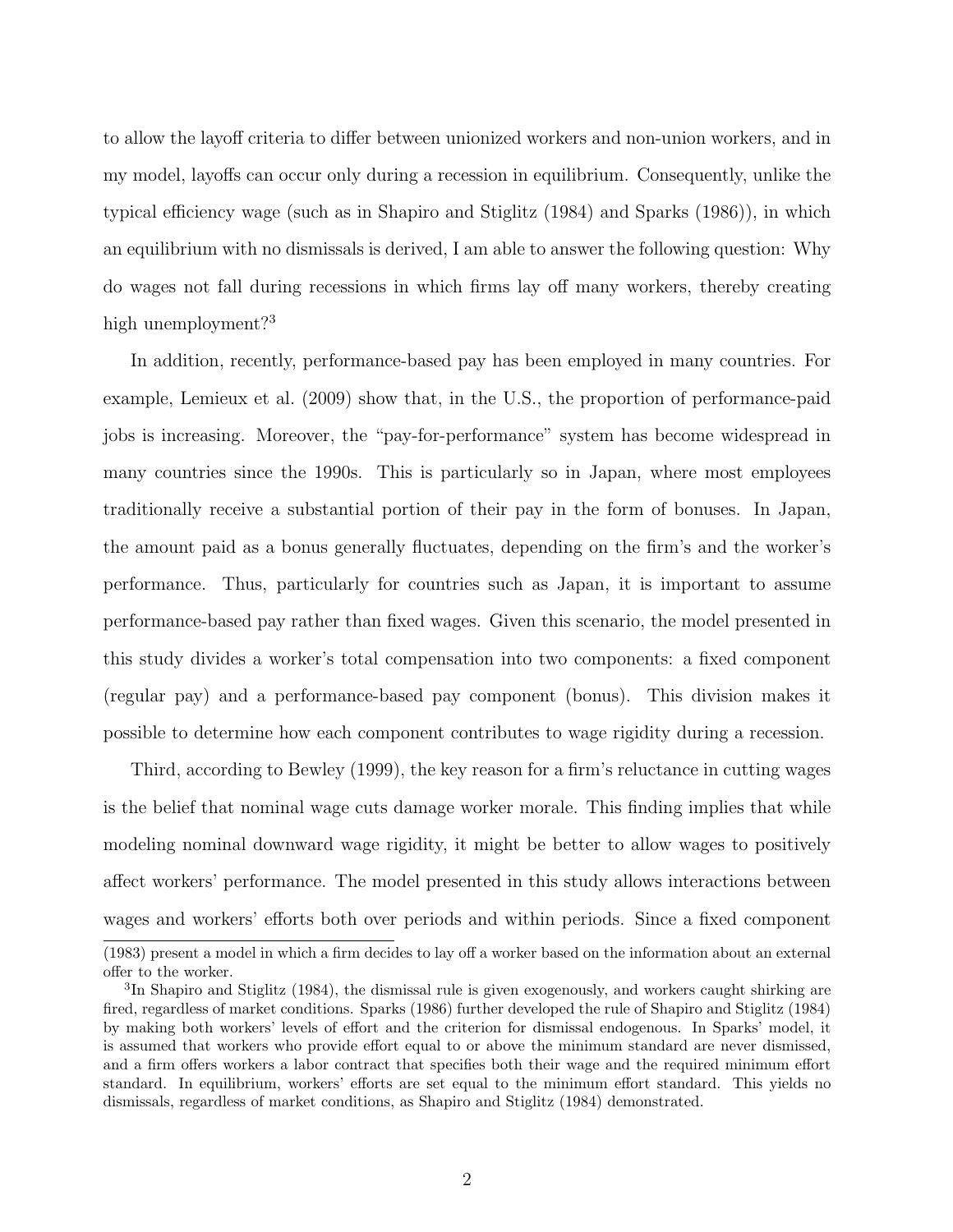to allow the layoff criteria to differ between unionized workers and non-union workers, and in my model, layoffs can occur only during a recession in equilibrium. Consequently, unlike the typical efficiency wage (such as in Shapiro and Stiglitz (1984) and Sparks (1986)), in which an equilibrium with no dismissals is derived, I am able to answer the following question: Why do wages not fall during recessions in which firms lay off many workers, thereby creating high unemployment?[3]

In addition, recently, performance-based pay has been employed in many countries. For example, Lemieux et al. (2009) show that, in the U.S., the proportion of performance-paid jobs is increasing. Moreover, the "pay-for-performance" system has become widespread in many countries since the 1990s. This is particularly so in Japan, where most employees traditionally receive a substantial portion of their pay in the form of bonuses. In Japan, the amount paid as a bonus generally fluctuates, depending on the firm's and the worker's performance. Thus, particularly for countries such as Japan, it is important to assume performance-based pay rather than fixed wages. Given this scenario, the model presented in this study divides a worker's total compensation into two components: a fixed component (regular pay) and a performance-based pay component (bonus). This division makes it possible to determine how each component contributes to wage rigidity during a recession.

Third, according to Bewley (1999), the key reason for a firm's reluctance in cutting wages is the belief that nominal wage cuts damage worker morale. This finding implies that while modeling nominal downward wage rigidity, it might be better to allow wages to positively affect workers' performance. The model presented in this study allows interactions between wages and workers' efforts both over periods and within periods. Since a fixed component

(1983) present a model in which a firm decides to lay off a worker based on the information about an external offer to the worker.

[3]In Shapiro and Stiglitz (1984), the dismissal rule is given exogenously, and workers caught shirking are fired, regardless of market conditions. Sparks (1986) further developed the rule of Shapiro and Stiglitz (1984) by making both workers' levels of effort and the criterion for dismissal endogenous. In Sparks' model, it is assumed that workers who provide effort equal to or above the minimum standard are never dismissed, and a firm offers workers a labor contract that specifies both their wage and the required minimum effort standard. In equilibrium, workers' efforts are set equal to the minimum effort standard. This yields no dismissals, regardless of market conditions, as Shapiro and Stiglitz (1984) demonstrated.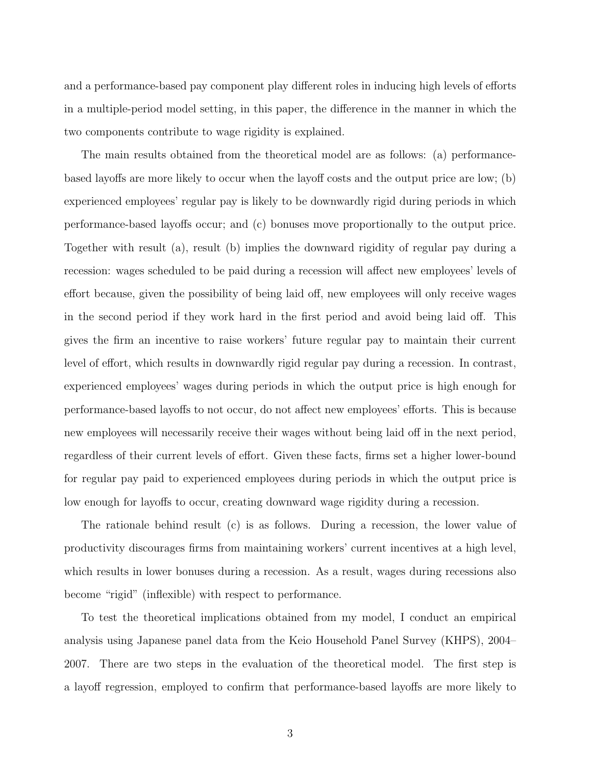and a performance-based pay component play different roles in inducing high levels of efforts in a multiple-period model setting, in this paper, the difference in the manner in which the two components contribute to wage rigidity is explained.

The main results obtained from the theoretical model are as follows: (a) performance-based layoffs are more likely to occur when the layoff costs and the output price are low; (b) experienced employees' regular pay is likely to be downwardly rigid during periods in which performance-based layoffs occur; and (c) bonuses move proportionally to the output price. Together with result (a), result (b) implies the downward rigidity of regular pay during a recession: wages scheduled to be paid during a recession will affect new employees' levels of effort because, given the possibility of being laid off, new employees will only receive wages in the second period if they work hard in the first period and avoid being laid off. This gives the firm an incentive to raise workers' future regular pay to maintain their current level of effort, which results in downwardly rigid regular pay during a recession. In contrast, experienced employees' wages during periods in which the output price is high enough for performance-based layoffs to not occur, do not affect new employees' efforts. This is because new employees will necessarily receive their wages without being laid off in the next period, regardless of their current levels of effort. Given these facts, firms set a higher lower-bound for regular pay paid to experienced employees during periods in which the output price is low enough for layoffs to occur, creating downward wage rigidity during a recession.

The rationale behind result (c) is as follows. During a recession, the lower value of productivity discourages firms from maintaining workers' current incentives at a high level, which results in lower bonuses during a recession. As a result, wages during recessions also become "rigid" (inflexible) with respect to performance.

To test the theoretical implications obtained from my model, I conduct an empirical analysis using Japanese panel data from the Keio Household Panel Survey (KHPS), 2004–2007. There are two steps in the evaluation of the theoretical model. The first step is a layoff regression, employed to confirm that performance-based layoffs are more likely to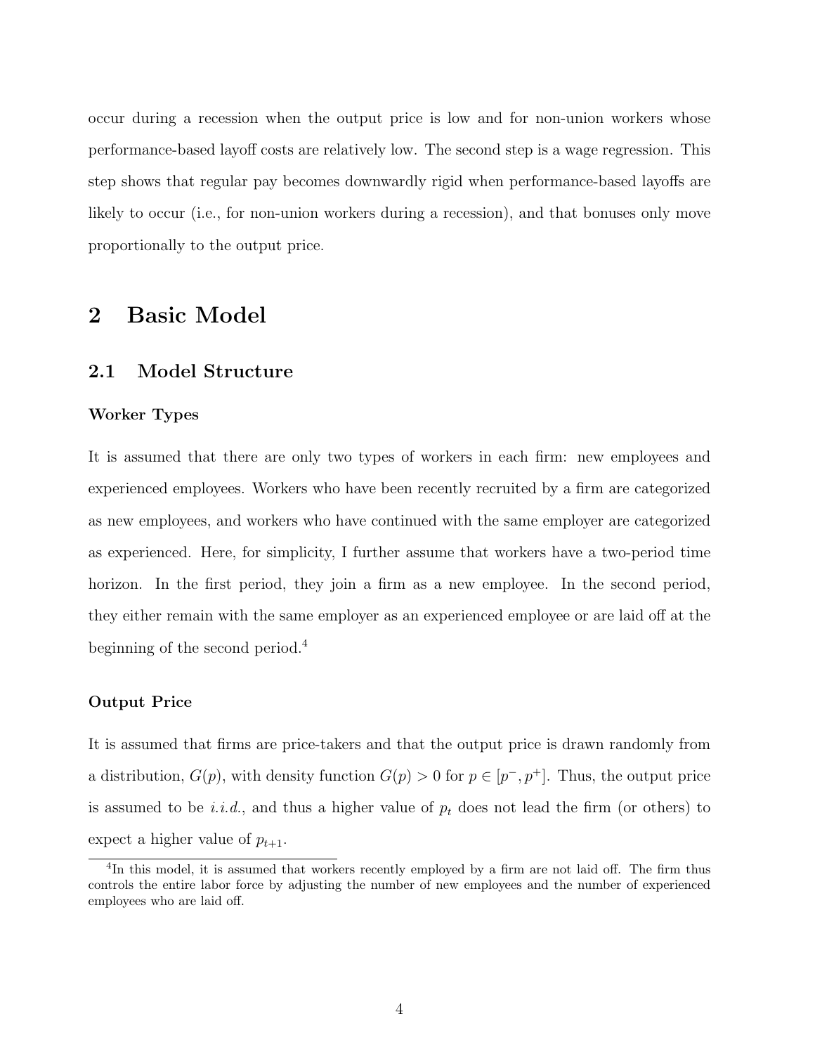occur during a recession when the output price is low and for non-union workers whose performance-based layoff costs are relatively low. The second step is a wage regression. This step shows that regular pay becomes downwardly rigid when performance-based layoffs are likely to occur (i.e., for non-union workers during a recession), and that bonuses only move proportionally to the output price.

# 2 Basic Model

## 2.1 Model Structure

### Worker Types

It is assumed that there are only two types of workers in each firm: new employees and experienced employees. Workers who have been recently recruited by a firm are categorized as new employees, and workers who have continued with the same employer are categorized as experienced. Here, for simplicity, I further assume that workers have a two-period time horizon. In the first period, they join a firm as a new employee. In the second period, they either remain with the same employer as an experienced employee or are laid off at the beginning of the second period.[4]

### Output Price

It is assumed that firms are price-takers and that the output price is drawn randomly from a distribution, $G(p)$, with density function $G(p) > 0$ for $p \in [p^{-}, p^{+}]$. Thus, the output price is assumed to be *i.i.d.*, and thus a higher value of $p_t$ does not lead the firm (or others) to expect a higher value of $p_{t+1}$.

[4] In this model, it is assumed that workers recently employed by a firm are not laid off. The firm thus controls the entire labor force by adjusting the number of new employees and the number of experienced employees who are laid off.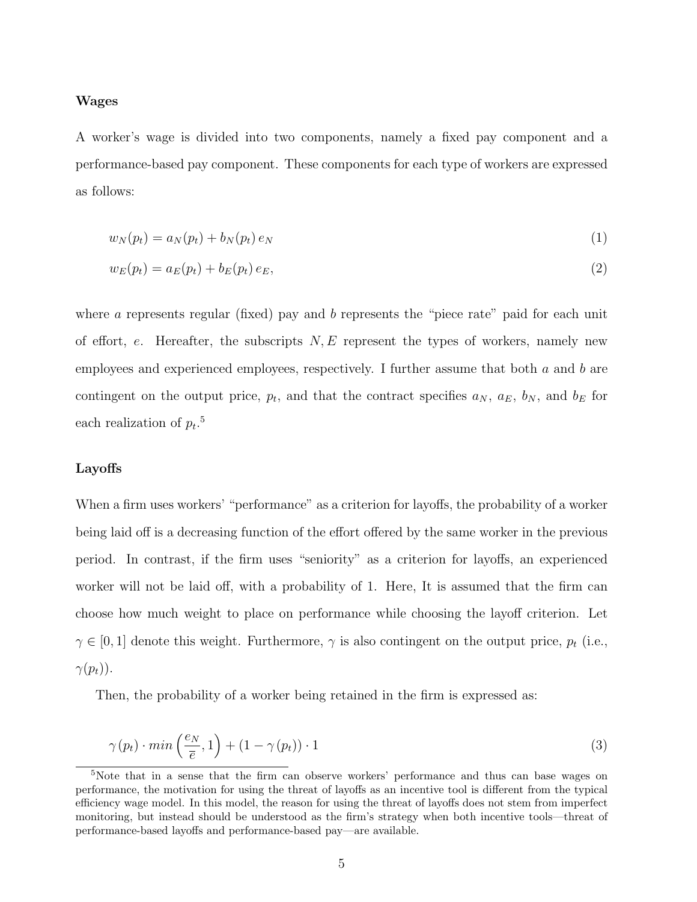### Wages

A worker's wage is divided into two components, namely a fixed pay component and a performance-based pay component. These components for each type of workers are expressed as follows:

$$w_N(p_t) = a_N(p_t) + b_N(p_t)\, e_N \tag{1}$$

$$w_E(p_t) = a_E(p_t) + b_E(p_t)\, e_E, \tag{2}$$

where $a$ represents regular (fixed) pay and $b$ represents the "piece rate" paid for each unit of effort, $e$. Hereafter, the subscripts $N, E$ represent the types of workers, namely new employees and experienced employees, respectively. I further assume that both $a$ and $b$ are contingent on the output price, $p_t$, and that the contract specifies $a_N$, $a_E$, $b_N$, and $b_E$ for each realization of $p_t$.[5]

### Layoffs

When a firm uses workers' "performance" as a criterion for layoffs, the probability of a worker being laid off is a decreasing function of the effort offered by the same worker in the previous period. In contrast, if the firm uses "seniority" as a criterion for layoffs, an experienced worker will not be laid off, with a probability of 1. Here, It is assumed that the firm can choose how much weight to place on performance while choosing the layoff criterion. Let $\gamma \in [0, 1]$ denote this weight. Furthermore, $\gamma$ is also contingent on the output price, $p_t$ (i.e., $\gamma(p_t)$).

Then, the probability of a worker being retained in the firm is expressed as:

$$\gamma(p_t) \cdot min\left(\frac{e_N}{\bar{e}}, 1\right) + (1 - \gamma(p_t)) \cdot 1 \tag{3}$$

[5]Note that in a sense that the firm can observe workers' performance and thus can base wages on performance, the motivation for using the threat of layoffs as an incentive tool is different from the typical efficiency wage model. In this model, the reason for using the threat of layoffs does not stem from imperfect monitoring, but instead should be understood as the firm's strategy when both incentive tools—threat of performance-based layoffs and performance-based pay—are available.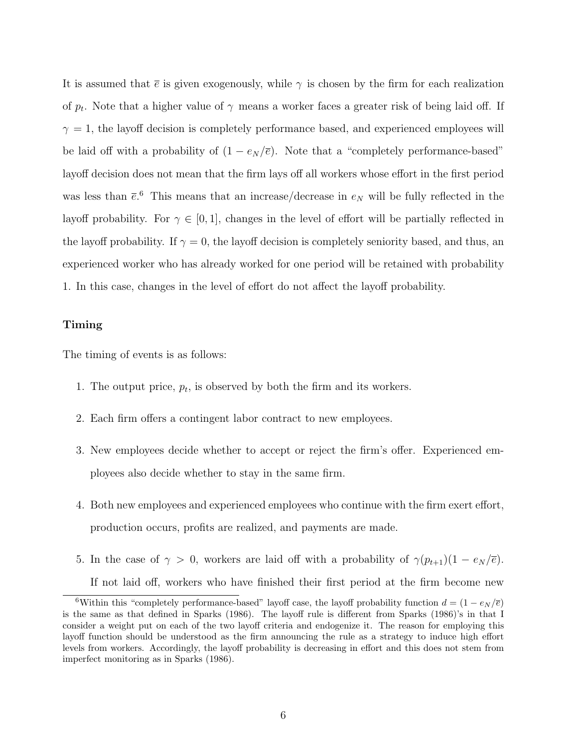It is assumed that $\overline{e}$ is given exogenously, while $\gamma$ is chosen by the firm for each realization of $p_t$. Note that a higher value of $\gamma$ means a worker faces a greater risk of being laid off. If $\gamma = 1$, the layoff decision is completely performance based, and experienced employees will be laid off with a probability of $(1 - e_N/\overline{e})$. Note that a "completely performance-based" layoff decision does not mean that the firm lays off all workers whose effort in the first period was less than $\overline{e}$.[6] This means that an increase/decrease in $e_N$ will be fully reflected in the layoff probability. For $\gamma \in [0, 1]$, changes in the level of effort will be partially reflected in the layoff probability. If $\gamma = 0$, the layoff decision is completely seniority based, and thus, an experienced worker who has already worked for one period will be retained with probability 1. In this case, changes in the level of effort do not affect the layoff probability.

**Timing**

The timing of events is as follows:

1. The output price, $p_t$, is observed by both the firm and its workers.
2. Each firm offers a contingent labor contract to new employees.
3. New employees decide whether to accept or reject the firm's offer. Experienced employees also decide whether to stay in the same firm.
4. Both new employees and experienced employees who continue with the firm exert effort, production occurs, profits are realized, and payments are made.
5. In the case of $\gamma > 0$, workers are laid off with a probability of $\gamma(p_{t+1})(1 - e_N/\overline{e})$. If not laid off, workers who have finished their first period at the firm become new

[6] Within this "completely performance-based" layoff case, the layoff probability function $d = (1 - e_N/\overline{e})$ is the same as that defined in Sparks (1986). The layoff rule is different from Sparks (1986)'s in that I consider a weight put on each of the two layoff criteria and endogenize it. The reason for employing this layoff function should be understood as the firm announcing the rule as a strategy to induce high effort levels from workers. Accordingly, the layoff probability is decreasing in effort and this does not stem from imperfect monitoring as in Sparks (1986).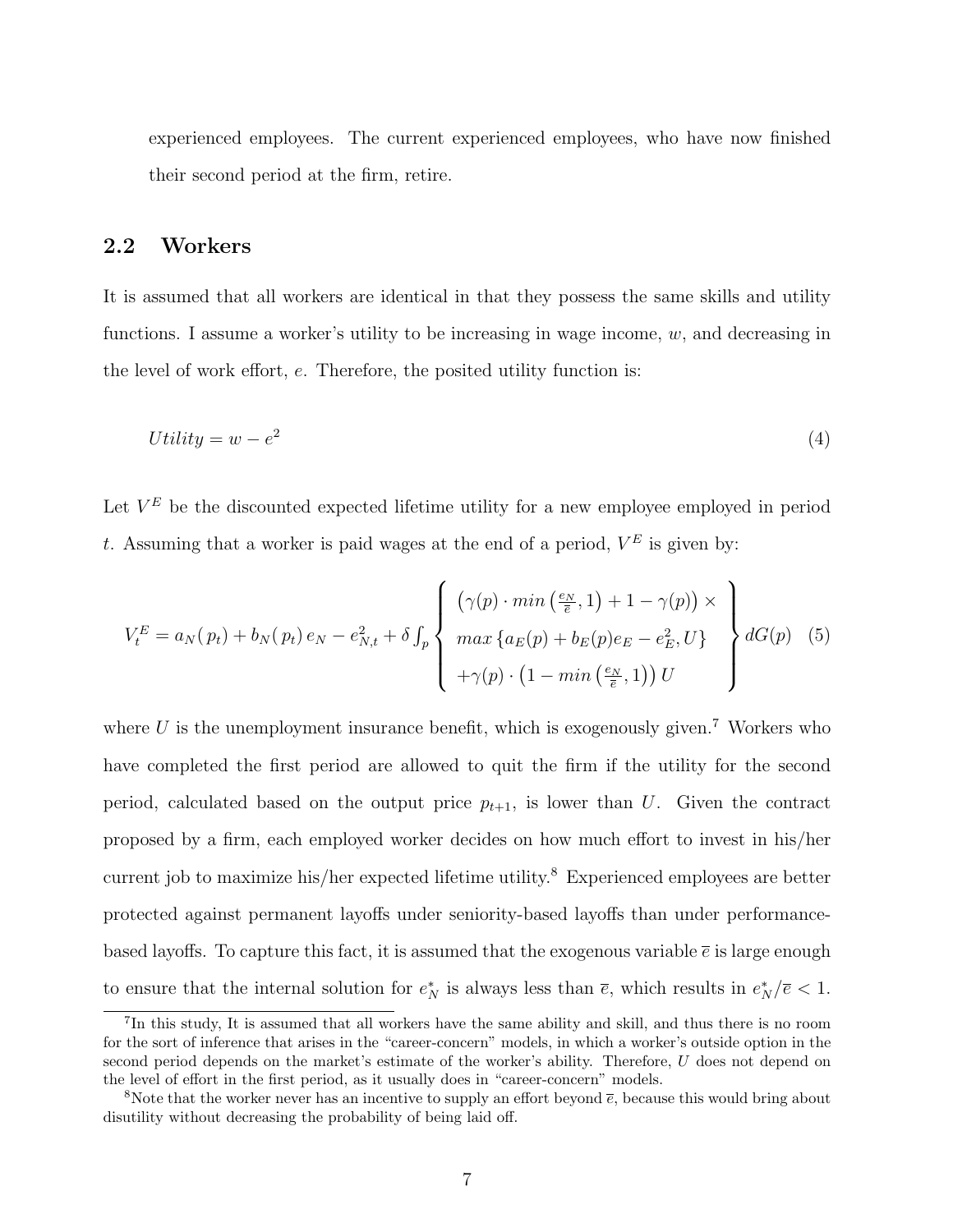experienced employees. The current experienced employees, who have now finished their second period at the firm, retire.

## 2.2 Workers

It is assumed that all workers are identical in that they possess the same skills and utility functions. I assume a worker's utility to be increasing in wage income, $w$, and decreasing in the level of work effort, $e$. Therefore, the posited utility function is:

$$Utility = w - e^2 \tag{4}$$

Let $V^E$ be the discounted expected lifetime utility for a new employee employed in period $t$. Assuming that a worker is paid wages at the end of a period, $V^E$ is given by:

$$V_t^E = a_N(p_t) + b_N(p_t)\, e_N - e_{N,t}^2 + \delta \int_p \left\{ \begin{array}{l} \left(\gamma(p) \cdot min\left(\frac{e_N}{\overline{e}}, 1\right) + 1 - \gamma(p)\right) \times \\ max\left\{a_E(p) + b_E(p) e_E - e_E^2, U\right\} \\ +\gamma(p) \cdot \left(1 - min\left(\frac{e_N}{\overline{e}}, 1\right)\right) U \end{array} \right\} dG(p) \tag{5}$$

where $U$ is the unemployment insurance benefit, which is exogenously given.[7] Workers who have completed the first period are allowed to quit the firm if the utility for the second period, calculated based on the output price $p_{t+1}$, is lower than $U$. Given the contract proposed by a firm, each employed worker decides on how much effort to invest in his/her current job to maximize his/her expected lifetime utility.[8] Experienced employees are better protected against permanent layoffs under seniority-based layoffs than under performance-based layoffs. To capture this fact, it is assumed that the exogenous variable $\overline{e}$ is large enough to ensure that the internal solution for $e_N^*$ is always less than $\overline{e}$, which results in $e_N^*/\overline{e} < 1$.

[7] In this study, It is assumed that all workers have the same ability and skill, and thus there is no room for the sort of inference that arises in the "career-concern" models, in which a worker's outside option in the second period depends on the market's estimate of the worker's ability. Therefore, $U$ does not depend on the level of effort in the first period, as it usually does in "career-concern" models.

[8] Note that the worker never has an incentive to supply an effort beyond $\overline{e}$, because this would bring about disutility without decreasing the probability of being laid off.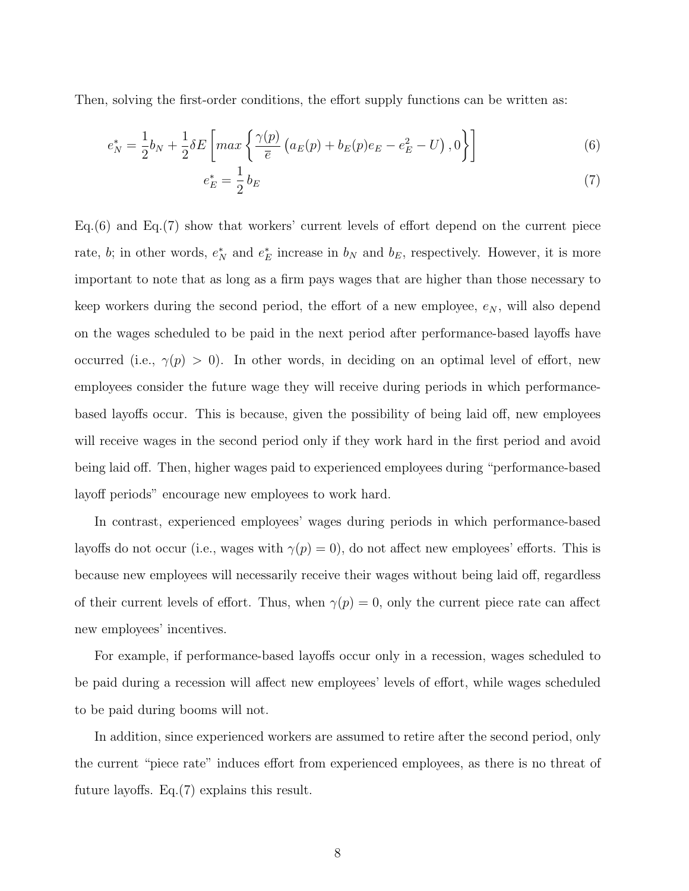Then, solving the first-order conditions, the effort supply functions can be written as:

$$e_N^* = \frac{1}{2}b_N + \frac{1}{2}\delta E\left[max\left\{\frac{\gamma(p)}{\bar{e}}\left(a_E(p) + b_E(p)e_E - e_E^2 - U\right), 0\right\}\right] \tag{6}$$

$$e_E^* = \frac{1}{2}b_E \tag{7}$$

Eq.(6) and Eq.(7) show that workers' current levels of effort depend on the current piece rate, $b$; in other words, $e_N^*$ and $e_E^*$ increase in $b_N$ and $b_E$, respectively. However, it is more important to note that as long as a firm pays wages that are higher than those necessary to keep workers during the second period, the effort of a new employee, $e_N$, will also depend on the wages scheduled to be paid in the next period after performance-based layoffs have occurred (i.e., $\gamma(p) > 0$). In other words, in deciding on an optimal level of effort, new employees consider the future wage they will receive during periods in which performance-based layoffs occur. This is because, given the possibility of being laid off, new employees will receive wages in the second period only if they work hard in the first period and avoid being laid off. Then, higher wages paid to experienced employees during "performance-based layoff periods" encourage new employees to work hard.

In contrast, experienced employees' wages during periods in which performance-based layoffs do not occur (i.e., wages with $\gamma(p) = 0$), do not affect new employees' efforts. This is because new employees will necessarily receive their wages without being laid off, regardless of their current levels of effort. Thus, when $\gamma(p) = 0$, only the current piece rate can affect new employees' incentives.

For example, if performance-based layoffs occur only in a recession, wages scheduled to be paid during a recession will affect new employees' levels of effort, while wages scheduled to be paid during booms will not.

In addition, since experienced workers are assumed to retire after the second period, only the current "piece rate" induces effort from experienced employees, as there is no threat of future layoffs. Eq.(7) explains this result.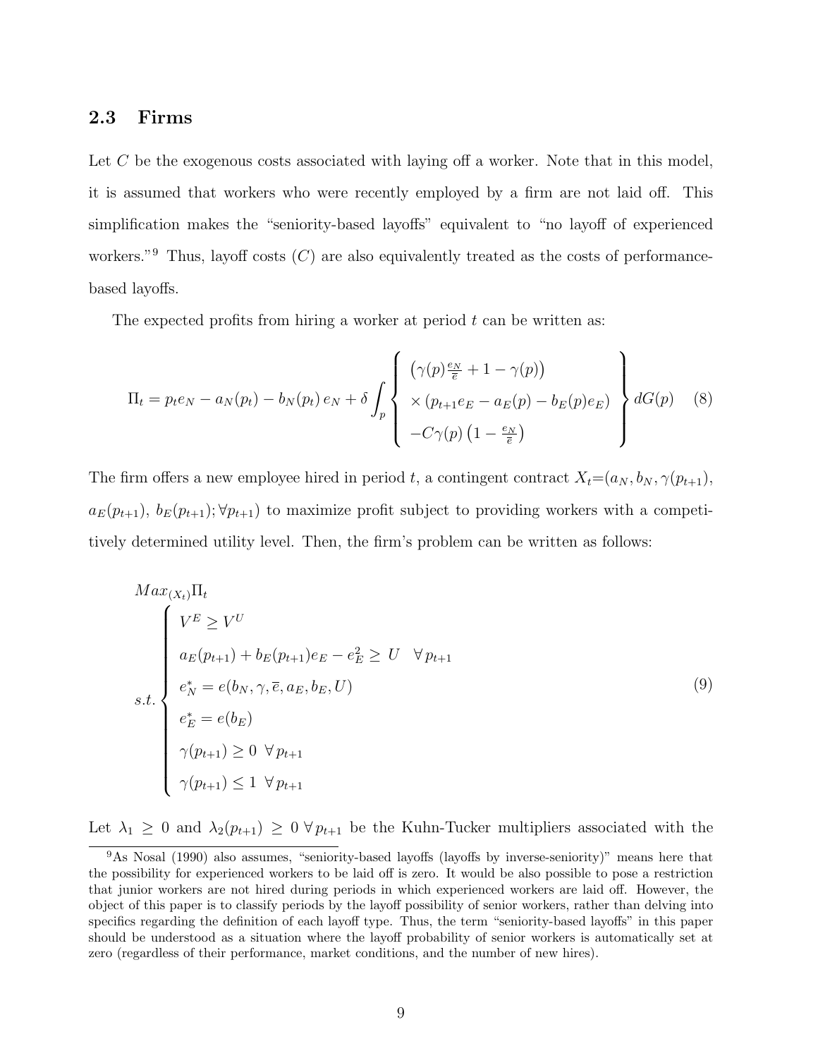## 2.3 Firms

Let $C$ be the exogenous costs associated with laying off a worker. Note that in this model, it is assumed that workers who were recently employed by a firm are not laid off. This simplification makes the "seniority-based layoffs" equivalent to "no layoff of experienced workers."[9] Thus, layoff costs ($C$) are also equivalently treated as the costs of performance-based layoffs.

The expected profits from hiring a worker at period $t$ can be written as:

$$\Pi_t = p_t e_N - a_N(p_t) - b_N(p_t)\, e_N + \delta \int_p \left\{ \begin{array}{l} \left(\gamma(p)\frac{e_N}{\overline{e}} + 1 - \gamma(p)\right) \\ \times \left(p_{t+1} e_E - a_E(p) - b_E(p) e_E\right) \\ -C\gamma(p)\left(1 - \frac{e_N}{\overline{e}}\right) \end{array} \right\} dG(p) \quad (8)$$

The firm offers a new employee hired in period $t$, a contingent contract $X_t$=$(a_N, b_N, \gamma(p_{t+1}),$ $a_E(p_{t+1}),\ b_E(p_{t+1}); \forall p_{t+1})$ to maximize profit subject to providing workers with a competitively determined utility level. Then, the firm's problem can be written as follows:

$$\begin{array}{l} Max_{(X_t)}\Pi_t \\ s.t. \left\{ \begin{array}{l} V^E \geq V^U \\ a_E(p_{t+1}) + b_E(p_{t+1})e_E - e_E^2 \geq U \quad \forall\, p_{t+1} \\ e_N^* = e(b_N, \gamma, \overline{e}, a_E, b_E, U) \\ e_E^* = e(b_E) \\ \gamma(p_{t+1}) \geq 0 \ \ \forall\, p_{t+1} \\ \gamma(p_{t+1}) \leq 1 \ \ \forall\, p_{t+1} \end{array} \right. \end{array} \quad (9)$$

Let $\lambda_1 \geq 0$ and $\lambda_2(p_{t+1}) \geq 0\ \forall\, p_{t+1}$ be the Kuhn-Tucker multipliers associated with the

[9] As Nosal (1990) also assumes, "seniority-based layoffs (layoffs by inverse-seniority)" means here that the possibility for experienced workers to be laid off is zero. It would be also possible to pose a restriction that junior workers are not hired during periods in which experienced workers are laid off. However, the object of this paper is to classify periods by the layoff possibility of senior workers, rather than delving into specifics regarding the definition of each layoff type. Thus, the term "seniority-based layoffs" in this paper should be understood as a situation where the layoff probability of senior workers is automatically set at zero (regardless of their performance, market conditions, and the number of new hires).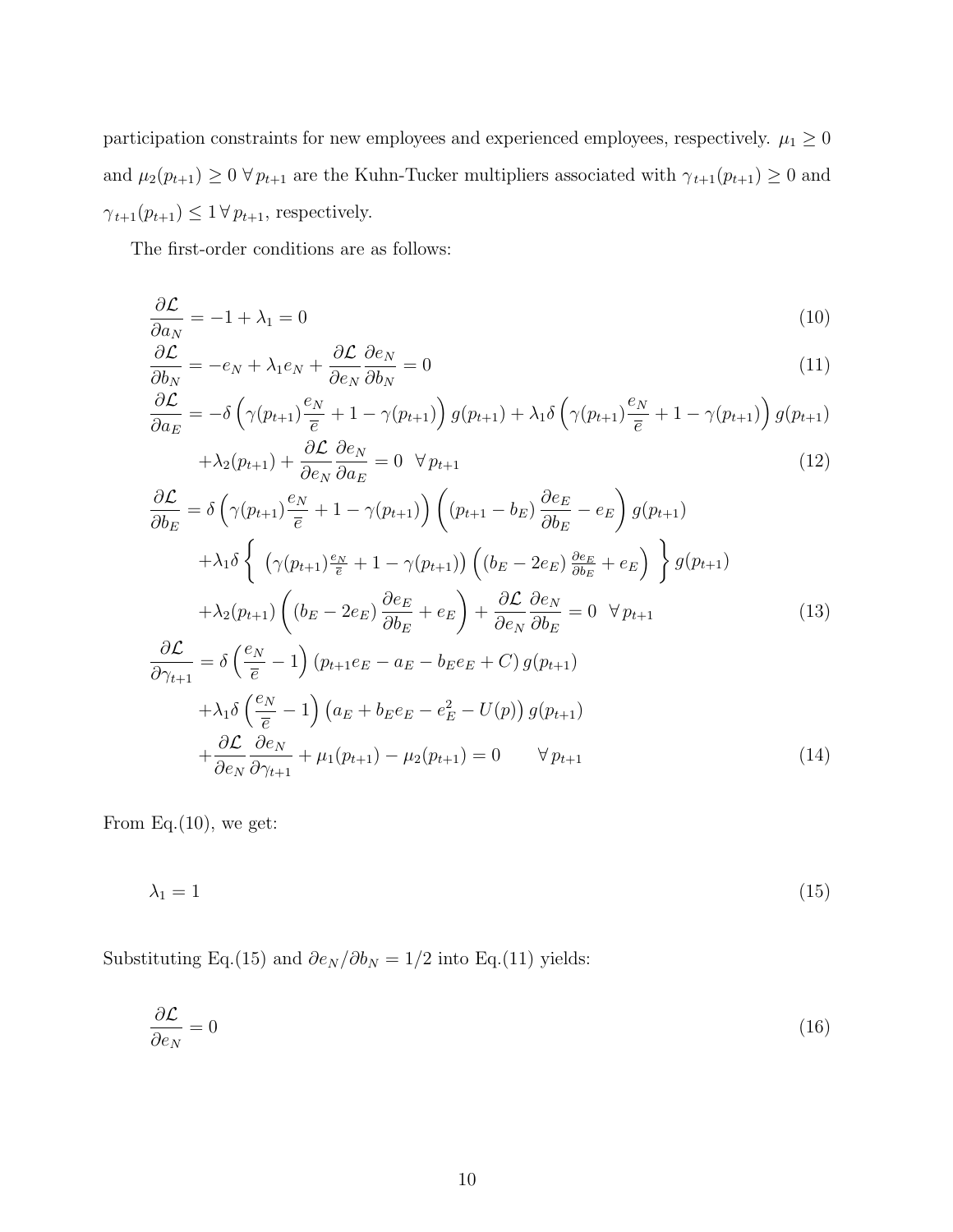participation constraints for new employees and experienced employees, respectively. $\mu_1 \geq 0$ and $\mu_2(p_{t+1}) \geq 0 \; \forall \, p_{t+1}$ are the Kuhn-Tucker multipliers associated with $\gamma_{t+1}(p_{t+1}) \geq 0$ and $\gamma_{t+1}(p_{t+1}) \leq 1 \, \forall \, p_{t+1}$, respectively.

The first-order conditions are as follows:

$$
\frac{\partial \mathcal{L}}{\partial a_N} = -1 + \lambda_1 = 0 \tag{10}
$$

$$
\frac{\partial \mathcal{L}}{\partial b_N} = -e_N + \lambda_1 e_N + \frac{\partial \mathcal{L}}{\partial e_N}\frac{\partial e_N}{\partial b_N} = 0 \tag{11}
$$

$$
\begin{aligned}
\frac{\partial \mathcal{L}}{\partial a_E} &= -\delta\left(\gamma(p_{t+1})\frac{e_N}{\bar{e}} + 1 - \gamma(p_{t+1})\right) g(p_{t+1}) + \lambda_1 \delta\left(\gamma(p_{t+1})\frac{e_N}{\bar{e}} + 1 - \gamma(p_{t+1})\right) g(p_{t+1}) \\
&\quad + \lambda_2(p_{t+1}) + \frac{\partial \mathcal{L}}{\partial e_N}\frac{\partial e_N}{\partial a_E} = 0 \;\; \forall \, p_{t+1}
\end{aligned} \tag{12}
$$

$$
\begin{aligned}
\frac{\partial \mathcal{L}}{\partial b_E} &= \delta\left(\gamma(p_{t+1})\frac{e_N}{\bar{e}} + 1 - \gamma(p_{t+1})\right)\left((p_{t+1} - b_E)\frac{\partial e_E}{\partial b_E} - e_E\right) g(p_{t+1}) \\
&\quad + \lambda_1 \delta \left\{ \left(\gamma(p_{t+1})\tfrac{e_N}{\bar{e}} + 1 - \gamma(p_{t+1})\right)\left((b_E - 2e_E)\tfrac{\partial e_E}{\partial b_E} + e_E\right) \right\} g(p_{t+1}) \\
&\quad + \lambda_2(p_{t+1})\left((b_E - 2e_E)\frac{\partial e_E}{\partial b_E} + e_E\right) + \frac{\partial \mathcal{L}}{\partial e_N}\frac{\partial e_N}{\partial b_E} = 0 \;\; \forall \, p_{t+1}
\end{aligned} \tag{13}
$$

$$
\begin{aligned}
\frac{\partial \mathcal{L}}{\partial \gamma_{t+1}} &= \delta\left(\frac{e_N}{\bar{e}} - 1\right)(p_{t+1}e_E - a_E - b_E e_E + C)\, g(p_{t+1}) \\
&\quad + \lambda_1 \delta\left(\frac{e_N}{\bar{e}} - 1\right)\left(a_E + b_E e_E - e_E^2 - U(p)\right) g(p_{t+1}) \\
&\quad + \frac{\partial \mathcal{L}}{\partial e_N}\frac{\partial e_N}{\partial \gamma_{t+1}} + \mu_1(p_{t+1}) - \mu_2(p_{t+1}) = 0 \qquad \forall \, p_{t+1}
\end{aligned} \tag{14}
$$

From Eq.(10), we get:

$$
\lambda_1 = 1 \tag{15}
$$

Substituting Eq.(15) and $\partial e_N / \partial b_N = 1/2$ into Eq.(11) yields:

$$
\frac{\partial \mathcal{L}}{\partial e_N} = 0 \tag{16}
$$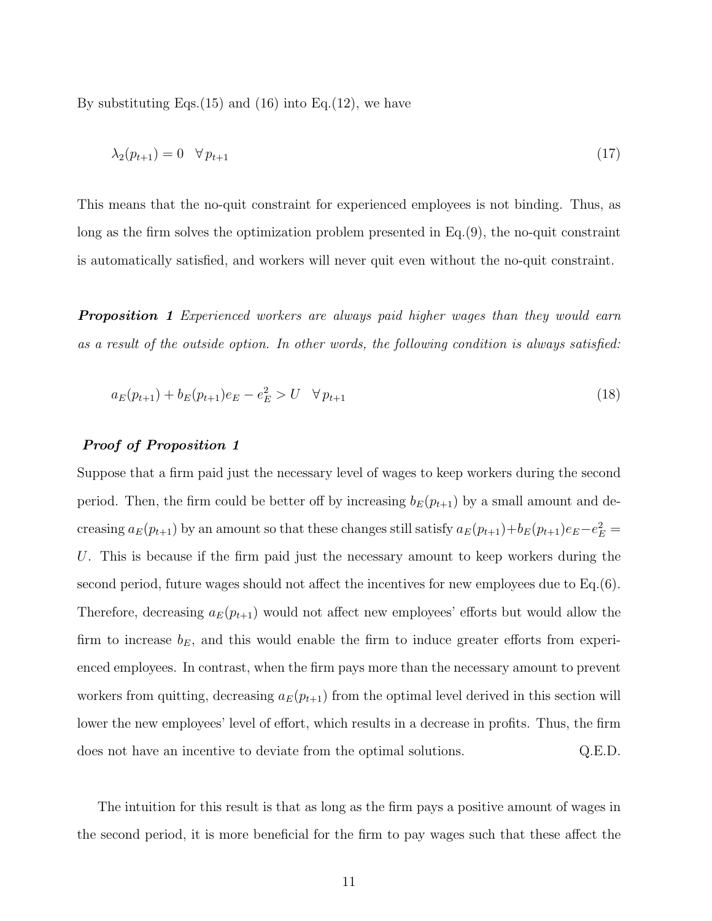By substituting Eqs.(15) and (16) into Eq.(12), we have

$$\lambda_2(p_{t+1}) = 0 \quad \forall\, p_{t+1} \tag{17}$$

This means that the no-quit constraint for experienced employees is not binding. Thus, as long as the firm solves the optimization problem presented in Eq.(9), the no-quit constraint is automatically satisfied, and workers will never quit even without the no-quit constraint.

***Proposition 1*** *Experienced workers are always paid higher wages than they would earn as a result of the outside option. In other words, the following condition is always satisfied:*

$$a_E(p_{t+1}) + b_E(p_{t+1})e_E - e_E^2 > U \quad \forall\, p_{t+1} \tag{18}$$

***Proof of Proposition 1***

Suppose that a firm paid just the necessary level of wages to keep workers during the second period. Then, the firm could be better off by increasing $b_E(p_{t+1})$ by a small amount and decreasing $a_E(p_{t+1})$ by an amount so that these changes still satisfy $a_E(p_{t+1})+b_E(p_{t+1})e_E-e_E^2 = U$. This is because if the firm paid just the necessary amount to keep workers during the second period, future wages should not affect the incentives for new employees due to Eq.(6). Therefore, decreasing $a_E(p_{t+1})$ would not affect new employees' efforts but would allow the firm to increase $b_E$, and this would enable the firm to induce greater efforts from experienced employees. In contrast, when the firm pays more than the necessary amount to prevent workers from quitting, decreasing $a_E(p_{t+1})$ from the optimal level derived in this section will lower the new employees' level of effort, which results in a decrease in profits. Thus, the firm does not have an incentive to deviate from the optimal solutions. Q.E.D.

The intuition for this result is that as long as the firm pays a positive amount of wages in the second period, it is more beneficial for the firm to pay wages such that these affect the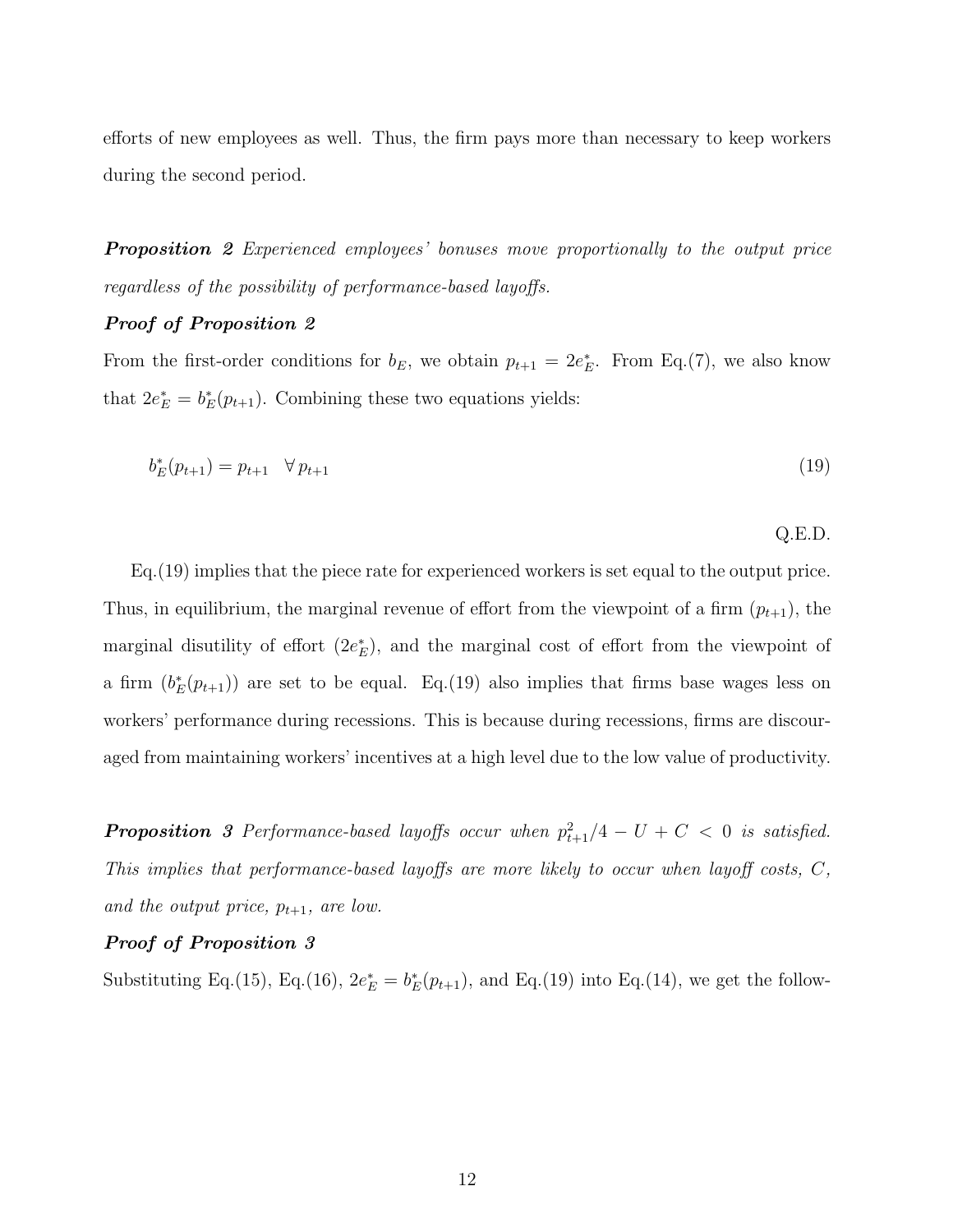efforts of new employees as well. Thus, the firm pays more than necessary to keep workers during the second period.

***Proposition 2*** *Experienced employees' bonuses move proportionally to the output price regardless of the possibility of performance-based layoffs.*

***Proof of Proposition 2***

From the first-order conditions for $b_E$, we obtain $p_{t+1} = 2e_E^*$. From Eq.(7), we also know that $2e_E^* = b_E^*(p_{t+1})$. Combining these two equations yields:

$$b_E^*(p_{t+1}) = p_{t+1} \quad \forall\, p_{t+1} \tag{19}$$

Q.E.D.

Eq.(19) implies that the piece rate for experienced workers is set equal to the output price. Thus, in equilibrium, the marginal revenue of effort from the viewpoint of a firm ($p_{t+1}$), the marginal disutility of effort ($2e_E^*$), and the marginal cost of effort from the viewpoint of a firm ($b_E^*(p_{t+1})$) are set to be equal. Eq.(19) also implies that firms base wages less on workers' performance during recessions. This is because during recessions, firms are discouraged from maintaining workers' incentives at a high level due to the low value of productivity.

***Proposition 3*** *Performance-based layoffs occur when $p_{t+1}^2/4 - U + C < 0$ is satisfied. This implies that performance-based layoffs are more likely to occur when layoff costs, $C$, and the output price, $p_{t+1}$, are low.*

***Proof of Proposition 3***

Substituting Eq.(15), Eq.(16), $2e_E^* = b_E^*(p_{t+1})$, and Eq.(19) into Eq.(14), we get the follow-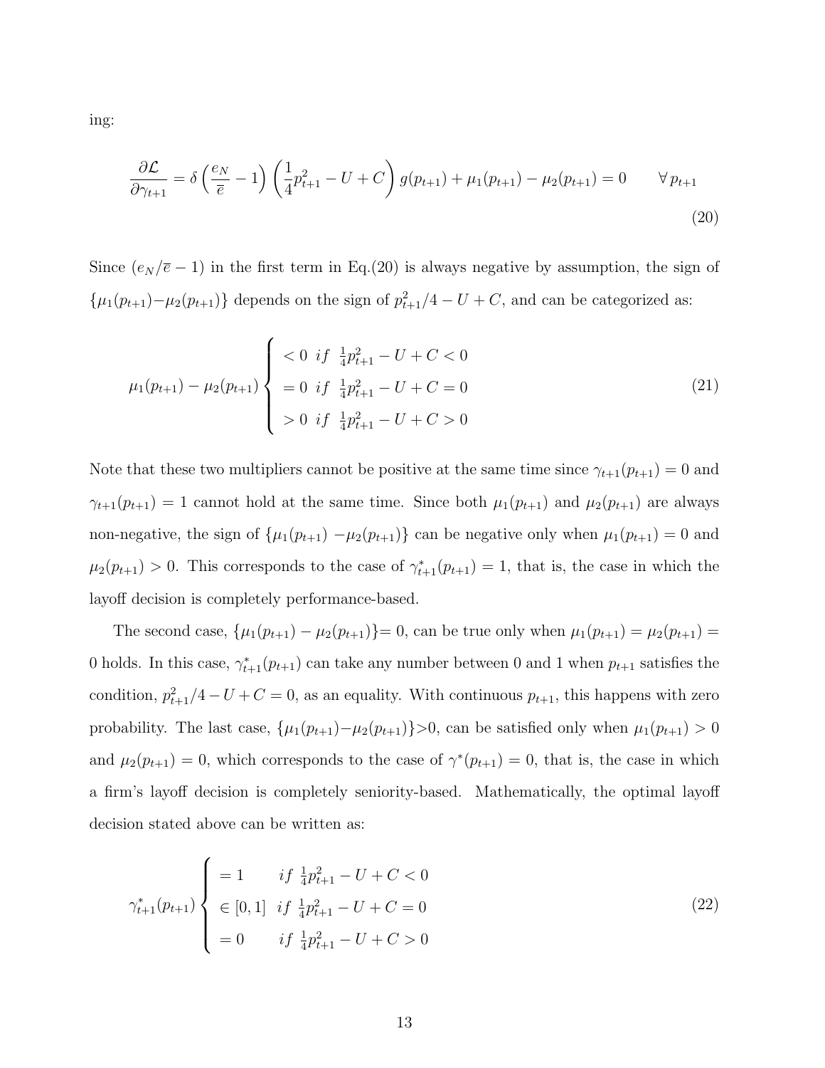ing:

$$\frac{\partial \mathcal{L}}{\partial \gamma_{t+1}} = \delta\left(\frac{e_N}{\overline{e}} - 1\right)\left(\frac{1}{4}p_{t+1}^2 - U + C\right) g(p_{t+1}) + \mu_1(p_{t+1}) - \mu_2(p_{t+1}) = 0 \qquad \forall\, p_{t+1} \tag{20}$$

Since $(e_N/\overline{e} - 1)$ in the first term in Eq.(20) is always negative by assumption, the sign of $\{\mu_1(p_{t+1}) - \mu_2(p_{t+1})\}$ depends on the sign of $p_{t+1}^2/4 - U + C$, and can be categorized as:

$$\mu_1(p_{t+1}) - \mu_2(p_{t+1}) \begin{cases} < 0 \;\; if \;\; \frac{1}{4}p_{t+1}^2 - U + C < 0 \\ = 0 \;\; if \;\; \frac{1}{4}p_{t+1}^2 - U + C = 0 \\ > 0 \;\; if \;\; \frac{1}{4}p_{t+1}^2 - U + C > 0 \end{cases} \tag{21}$$

Note that these two multipliers cannot be positive at the same time since $\gamma_{t+1}(p_{t+1}) = 0$ and $\gamma_{t+1}(p_{t+1}) = 1$ cannot hold at the same time. Since both $\mu_1(p_{t+1})$ and $\mu_2(p_{t+1})$ are always non-negative, the sign of $\{\mu_1(p_{t+1}) - \mu_2(p_{t+1})\}$ can be negative only when $\mu_1(p_{t+1}) = 0$ and $\mu_2(p_{t+1}) > 0$. This corresponds to the case of $\gamma_{t+1}^*(p_{t+1}) = 1$, that is, the case in which the layoff decision is completely performance-based.

The second case, $\{\mu_1(p_{t+1}) - \mu_2(p_{t+1})\} = 0$, can be true only when $\mu_1(p_{t+1}) = \mu_2(p_{t+1}) = 0$ holds. In this case, $\gamma_{t+1}^*(p_{t+1})$ can take any number between 0 and 1 when $p_{t+1}$ satisfies the condition, $p_{t+1}^2/4 - U + C = 0$, as an equality. With continuous $p_{t+1}$, this happens with zero probability. The last case, $\{\mu_1(p_{t+1}) - \mu_2(p_{t+1})\} > 0$, can be satisfied only when $\mu_1(p_{t+1}) > 0$ and $\mu_2(p_{t+1}) = 0$, which corresponds to the case of $\gamma^*(p_{t+1}) = 0$, that is, the case in which a firm's layoff decision is completely seniority-based. Mathematically, the optimal layoff decision stated above can be written as:

$$\gamma_{t+1}^*(p_{t+1}) \begin{cases} = 1 \qquad if \;\; \frac{1}{4}p_{t+1}^2 - U + C < 0 \\ \in [0,1] \;\; if \;\; \frac{1}{4}p_{t+1}^2 - U + C = 0 \\ = 0 \qquad if \;\; \frac{1}{4}p_{t+1}^2 - U + C > 0 \end{cases} \tag{22}$$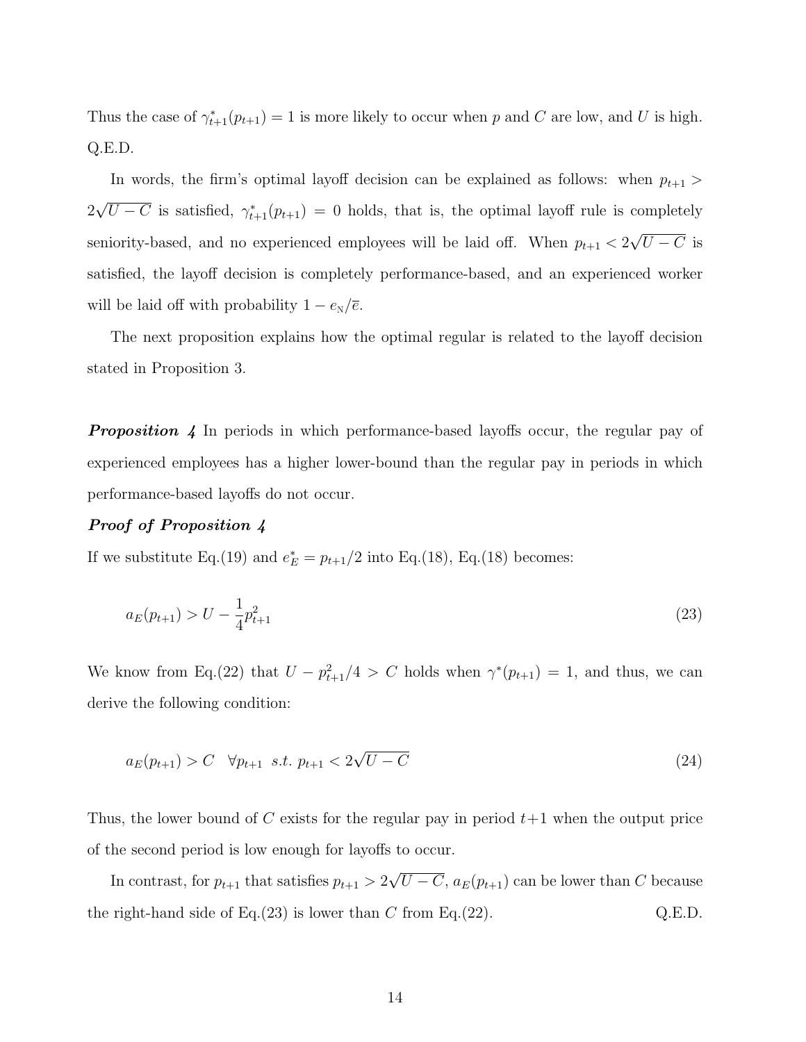Thus the case of $\gamma^*_{t+1}(p_{t+1}) = 1$ is more likely to occur when $p$ and $C$ are low, and $U$ is high. Q.E.D.

In words, the firm's optimal layoff decision can be explained as follows: when $p_{t+1} > 2\sqrt{U-C}$ is satisfied, $\gamma^*_{t+1}(p_{t+1}) = 0$ holds, that is, the optimal layoff rule is completely seniority-based, and no experienced employees will be laid off. When $p_{t+1} < 2\sqrt{U-C}$ is satisfied, the layoff decision is completely performance-based, and an experienced worker will be laid off with probability $1 - e_{\text{N}}/\overline{e}$.

The next proposition explains how the optimal regular is related to the layoff decision stated in Proposition 3.

***Proposition 4*** In periods in which performance-based layoffs occur, the regular pay of experienced employees has a higher lower-bound than the regular pay in periods in which performance-based layoffs do not occur.

***Proof of Proposition 4***

If we substitute Eq.(19) and $e^*_E = p_{t+1}/2$ into Eq.(18), Eq.(18) becomes:

$$a_E(p_{t+1}) > U - \frac{1}{4}p_{t+1}^2 \tag{23}$$

We know from Eq.(22) that $U - p_{t+1}^2/4 > C$ holds when $\gamma^*(p_{t+1}) = 1$, and thus, we can derive the following condition:

$$a_E(p_{t+1}) > C \quad \forall p_{t+1} \;\; s.t. \;\; p_{t+1} < 2\sqrt{U-C} \tag{24}$$

Thus, the lower bound of $C$ exists for the regular pay in period $t+1$ when the output price of the second period is low enough for layoffs to occur.

In contrast, for $p_{t+1}$ that satisfies $p_{t+1} > 2\sqrt{U-C}$, $a_E(p_{t+1})$ can be lower than $C$ because the right-hand side of Eq.(23) is lower than $C$ from Eq.(22). Q.E.D.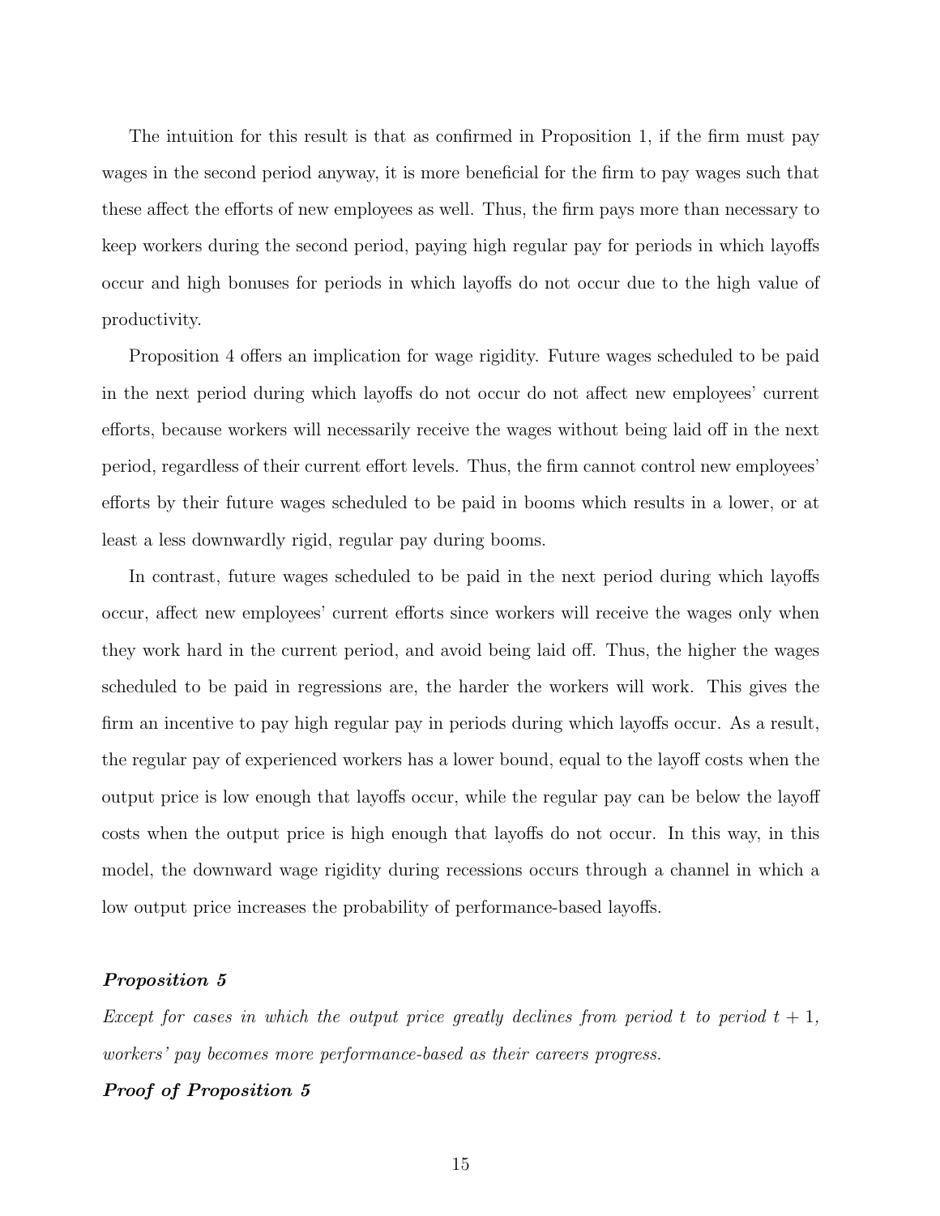The intuition for this result is that as confirmed in Proposition 1, if the firm must pay wages in the second period anyway, it is more beneficial for the firm to pay wages such that these affect the efforts of new employees as well. Thus, the firm pays more than necessary to keep workers during the second period, paying high regular pay for periods in which layoffs occur and high bonuses for periods in which layoffs do not occur due to the high value of productivity.

Proposition 4 offers an implication for wage rigidity. Future wages scheduled to be paid in the next period during which layoffs do not occur do not affect new employees' current efforts, because workers will necessarily receive the wages without being laid off in the next period, regardless of their current effort levels. Thus, the firm cannot control new employees' efforts by their future wages scheduled to be paid in booms which results in a lower, or at least a less downwardly rigid, regular pay during booms.

In contrast, future wages scheduled to be paid in the next period during which layoffs occur, affect new employees' current efforts since workers will receive the wages only when they work hard in the current period, and avoid being laid off. Thus, the higher the wages scheduled to be paid in regressions are, the harder the workers will work. This gives the firm an incentive to pay high regular pay in periods during which layoffs occur. As a result, the regular pay of experienced workers has a lower bound, equal to the layoff costs when the output price is low enough that layoffs occur, while the regular pay can be below the layoff costs when the output price is high enough that layoffs do not occur. In this way, in this model, the downward wage rigidity during recessions occurs through a channel in which a low output price increases the probability of performance-based layoffs.

***Proposition 5***

*Except for cases in which the output price greatly declines from period $t$ to period $t+1$, workers' pay becomes more performance-based as their careers progress.*

***Proof of Proposition 5***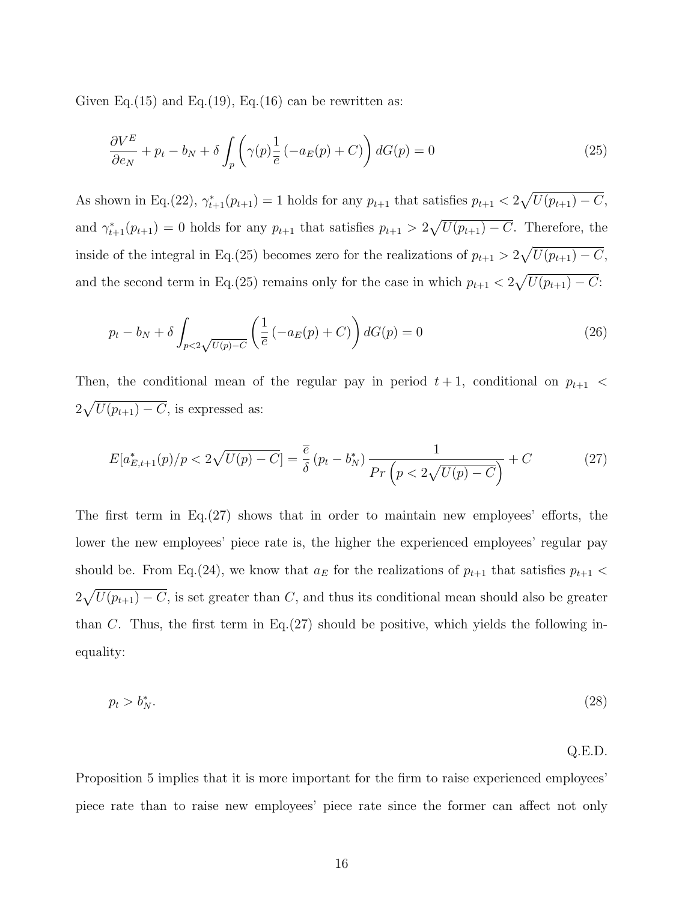Given Eq.(15) and Eq.(19), Eq.(16) can be rewritten as:

$$\frac{\partial V^E}{\partial e_N} + p_t - b_N + \delta \int_p \left( \gamma(p) \frac{1}{\overline{e}} \left( -a_E(p) + C \right) \right) dG(p) = 0 \tag{25}$$

As shown in Eq.(22), $\gamma^*_{t+1}(p_{t+1}) = 1$ holds for any $p_{t+1}$ that satisfies $p_{t+1} < 2\sqrt{U(p_{t+1}) - C}$, and $\gamma^*_{t+1}(p_{t+1}) = 0$ holds for any $p_{t+1}$ that satisfies $p_{t+1} > 2\sqrt{U(p_{t+1}) - C}$. Therefore, the inside of the integral in Eq.(25) becomes zero for the realizations of $p_{t+1} > 2\sqrt{U(p_{t+1}) - C}$, and the second term in Eq.(25) remains only for the case in which $p_{t+1} < 2\sqrt{U(p_{t+1}) - C}$:

$$p_t - b_N + \delta \int_{p < 2\sqrt{U(p) - C}} \left( \frac{1}{\overline{e}} \left( -a_E(p) + C \right) \right) dG(p) = 0 \tag{26}$$

Then, the conditional mean of the regular pay in period $t+1$, conditional on $p_{t+1} < 2\sqrt{U(p_{t+1}) - C}$, is expressed as:

$$E[a^*_{E,t+1}(p)/p < 2\sqrt{U(p) - C}] = \frac{\overline{e}}{\delta} \left( p_t - b^*_N \right) \frac{1}{Pr\left( p < 2\sqrt{U(p) - C} \right)} + C \tag{27}$$

The first term in Eq.(27) shows that in order to maintain new employees' efforts, the lower the new employees' piece rate is, the higher the experienced employees' regular pay should be. From Eq.(24), we know that $a_E$ for the realizations of $p_{t+1}$ that satisfies $p_{t+1} < 2\sqrt{U(p_{t+1}) - C}$, is set greater than $C$, and thus its conditional mean should also be greater than $C$. Thus, the first term in Eq.(27) should be positive, which yields the following inequality:

$$p_t > b^*_N. \tag{28}$$

Q.E.D.

Proposition 5 implies that it is more important for the firm to raise experienced employees' piece rate than to raise new employees' piece rate since the former can affect not only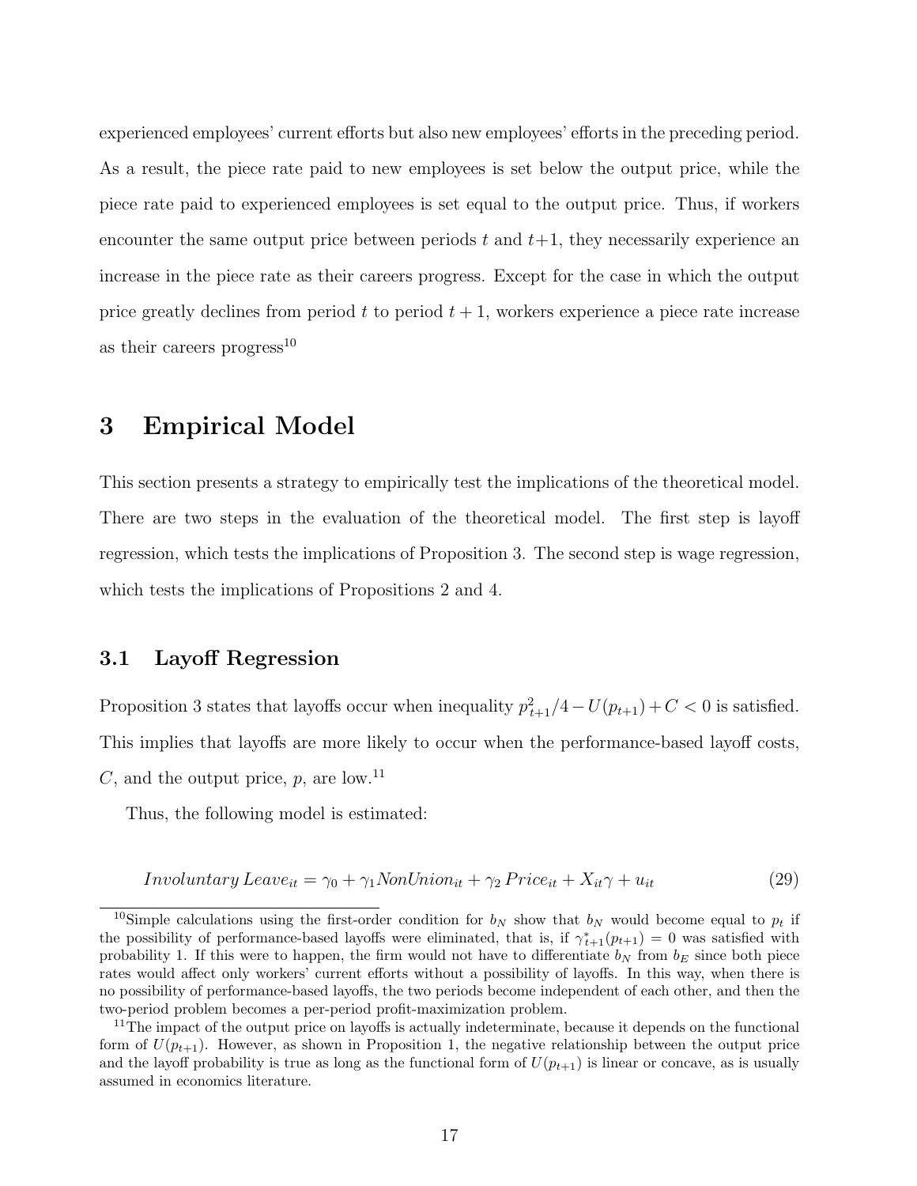experienced employees' current efforts but also new employees' efforts in the preceding period. As a result, the piece rate paid to new employees is set below the output price, while the piece rate paid to experienced employees is set equal to the output price. Thus, if workers encounter the same output price between periods $t$ and $t+1$, they necessarily experience an increase in the piece rate as their careers progress. Except for the case in which the output price greatly declines from period $t$ to period $t+1$, workers experience a piece rate increase as their careers progress[10]

# 3 Empirical Model

This section presents a strategy to empirically test the implications of the theoretical model. There are two steps in the evaluation of the theoretical model. The first step is layoff regression, which tests the implications of Proposition 3. The second step is wage regression, which tests the implications of Propositions 2 and 4.

## 3.1 Layoff Regression

Proposition 3 states that layoffs occur when inequality $p_{t+1}^2/4 - U(p_{t+1}) + C < 0$ is satisfied. This implies that layoffs are more likely to occur when the performance-based layoff costs, $C$, and the output price, $p$, are low.[11]

Thus, the following model is estimated:

$$Involuntary\,Leave_{it} = \gamma_0 + \gamma_1 NonUnion_{it} + \gamma_2\,Price_{it} + X_{it}\gamma + u_{it} \tag{29}$$

[10] Simple calculations using the first-order condition for $b_N$ show that $b_N$ would become equal to $p_t$ if the possibility of performance-based layoffs were eliminated, that is, if $\gamma_{t+1}^*(p_{t+1}) = 0$ was satisfied with probability 1. If this were to happen, the firm would not have to differentiate $b_N$ from $b_E$ since both piece rates would affect only workers' current efforts without a possibility of layoffs. In this way, when there is no possibility of performance-based layoffs, the two periods become independent of each other, and then the two-period problem becomes a per-period profit-maximization problem.

[11] The impact of the output price on layoffs is actually indeterminate, because it depends on the functional form of $U(p_{t+1})$. However, as shown in Proposition 1, the negative relationship between the output price and the layoff probability is true as long as the functional form of $U(p_{t+1})$ is linear or concave, as is usually assumed in economics literature.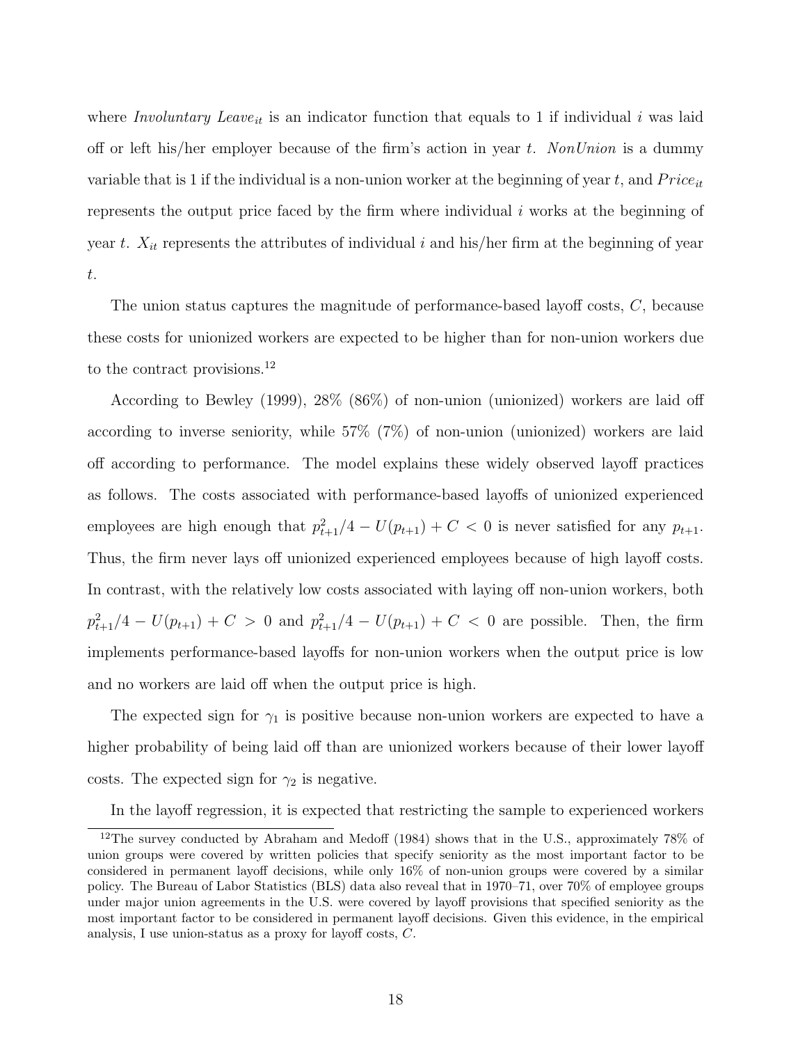where *Involuntary Leave*$_{it}$ is an indicator function that equals to 1 if individual $i$ was laid off or left his/her employer because of the firm's action in year $t$. *NonUnion* is a dummy variable that is 1 if the individual is a non-union worker at the beginning of year $t$, and $Price_{it}$ represents the output price faced by the firm where individual $i$ works at the beginning of year $t$. $X_{it}$ represents the attributes of individual $i$ and his/her firm at the beginning of year $t$.

The union status captures the magnitude of performance-based layoff costs, $C$, because these costs for unionized workers are expected to be higher than for non-union workers due to the contract provisions.[12]

According to Bewley (1999), 28% (86%) of non-union (unionized) workers are laid off according to inverse seniority, while 57% (7%) of non-union (unionized) workers are laid off according to performance. The model explains these widely observed layoff practices as follows. The costs associated with performance-based layoffs of unionized experienced employees are high enough that $p_{t+1}^2/4 - U(p_{t+1}) + C < 0$ is never satisfied for any $p_{t+1}$. Thus, the firm never lays off unionized experienced employees because of high layoff costs. In contrast, with the relatively low costs associated with laying off non-union workers, both $p_{t+1}^2/4 - U(p_{t+1}) + C > 0$ and $p_{t+1}^2/4 - U(p_{t+1}) + C < 0$ are possible. Then, the firm implements performance-based layoffs for non-union workers when the output price is low and no workers are laid off when the output price is high.

The expected sign for $\gamma_1$ is positive because non-union workers are expected to have a higher probability of being laid off than are unionized workers because of their lower layoff costs. The expected sign for $\gamma_2$ is negative.

In the layoff regression, it is expected that restricting the sample to experienced workers

[12] The survey conducted by Abraham and Medoff (1984) shows that in the U.S., approximately 78% of union groups were covered by written policies that specify seniority as the most important factor to be considered in permanent layoff decisions, while only 16% of non-union groups were covered by a similar policy. The Bureau of Labor Statistics (BLS) data also reveal that in 1970–71, over 70% of employee groups under major union agreements in the U.S. were covered by layoff provisions that specified seniority as the most important factor to be considered in permanent layoff decisions. Given this evidence, in the empirical analysis, I use union-status as a proxy for layoff costs, $C$.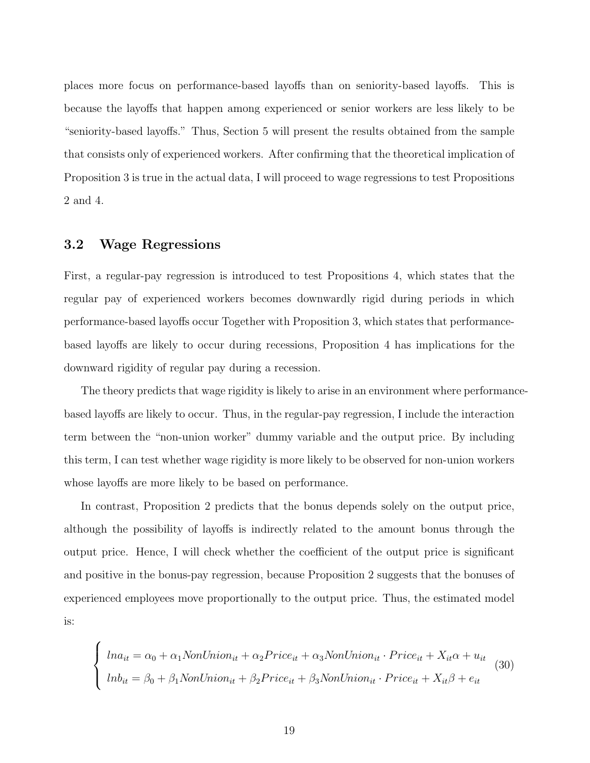places more focus on performance-based layoffs than on seniority-based layoffs. This is because the layoffs that happen among experienced or senior workers are less likely to be "seniority-based layoffs." Thus, Section 5 will present the results obtained from the sample that consists only of experienced workers. After confirming that the theoretical implication of Proposition 3 is true in the actual data, I will proceed to wage regressions to test Propositions 2 and 4.

## 3.2 Wage Regressions

First, a regular-pay regression is introduced to test Propositions 4, which states that the regular pay of experienced workers becomes downwardly rigid during periods in which performance-based layoffs occur Together with Proposition 3, which states that performance-based layoffs are likely to occur during recessions, Proposition 4 has implications for the downward rigidity of regular pay during a recession.

The theory predicts that wage rigidity is likely to arise in an environment where performance-based layoffs are likely to occur. Thus, in the regular-pay regression, I include the interaction term between the "non-union worker" dummy variable and the output price. By including this term, I can test whether wage rigidity is more likely to be observed for non-union workers whose layoffs are more likely to be based on performance.

In contrast, Proposition 2 predicts that the bonus depends solely on the output price, although the possibility of layoffs is indirectly related to the amount bonus through the output price. Hence, I will check whether the coefficient of the output price is significant and positive in the bonus-pay regression, because Proposition 2 suggests that the bonuses of experienced employees move proportionally to the output price. Thus, the estimated model is:

$$\begin{cases} lna_{it} = \alpha_0 + \alpha_1 NonUnion_{it} + \alpha_2 Price_{it} + \alpha_3 NonUnion_{it} \cdot Price_{it} + X_{it}\alpha + u_{it} \\ lnb_{it} = \beta_0 + \beta_1 NonUnion_{it} + \beta_2 Price_{it} + \beta_3 NonUnion_{it} \cdot Price_{it} + X_{it}\beta + e_{it} \end{cases} \tag{30}$$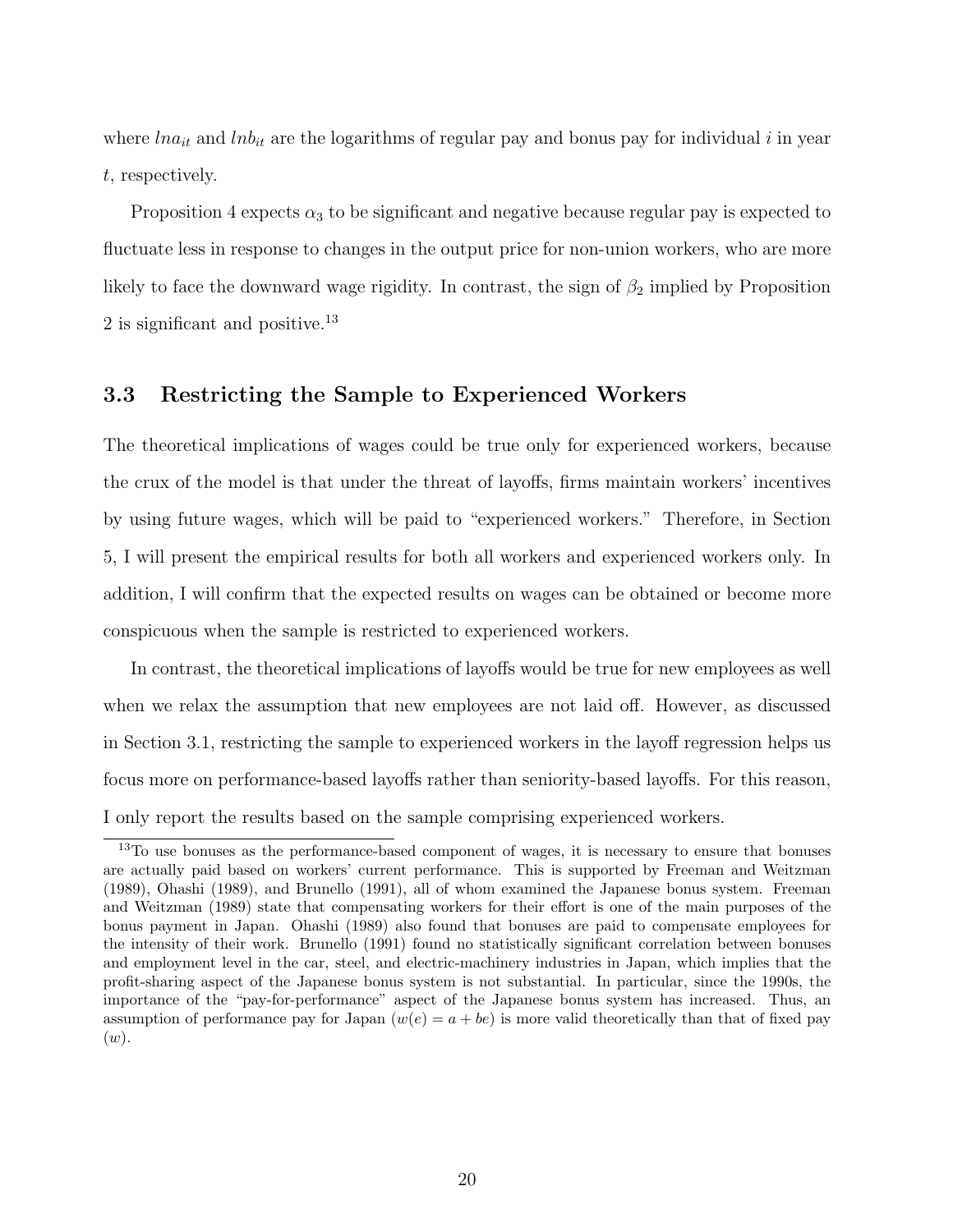where $lna_{it}$ and $lnb_{it}$ are the logarithms of regular pay and bonus pay for individual $i$ in year $t$, respectively.

Proposition 4 expects $\alpha_3$ to be significant and negative because regular pay is expected to fluctuate less in response to changes in the output price for non-union workers, who are more likely to face the downward wage rigidity. In contrast, the sign of $\beta_2$ implied by Proposition 2 is significant and positive.[13]

### 3.3 Restricting the Sample to Experienced Workers

The theoretical implications of wages could be true only for experienced workers, because the crux of the model is that under the threat of layoffs, firms maintain workers' incentives by using future wages, which will be paid to "experienced workers." Therefore, in Section 5, I will present the empirical results for both all workers and experienced workers only. In addition, I will confirm that the expected results on wages can be obtained or become more conspicuous when the sample is restricted to experienced workers.

In contrast, the theoretical implications of layoffs would be true for new employees as well when we relax the assumption that new employees are not laid off. However, as discussed in Section 3.1, restricting the sample to experienced workers in the layoff regression helps us focus more on performance-based layoffs rather than seniority-based layoffs. For this reason, I only report the results based on the sample comprising experienced workers.

[13] To use bonuses as the performance-based component of wages, it is necessary to ensure that bonuses are actually paid based on workers' current performance. This is supported by Freeman and Weitzman (1989), Ohashi (1989), and Brunello (1991), all of whom examined the Japanese bonus system. Freeman and Weitzman (1989) state that compensating workers for their effort is one of the main purposes of the bonus payment in Japan. Ohashi (1989) also found that bonuses are paid to compensate employees for the intensity of their work. Brunello (1991) found no statistically significant correlation between bonuses and employment level in the car, steel, and electric-machinery industries in Japan, which implies that the profit-sharing aspect of the Japanese bonus system is not substantial. In particular, since the 1990s, the importance of the "pay-for-performance" aspect of the Japanese bonus system has increased. Thus, an assumption of performance pay for Japan ($w(e) = a + be$) is more valid theoretically than that of fixed pay ($w$).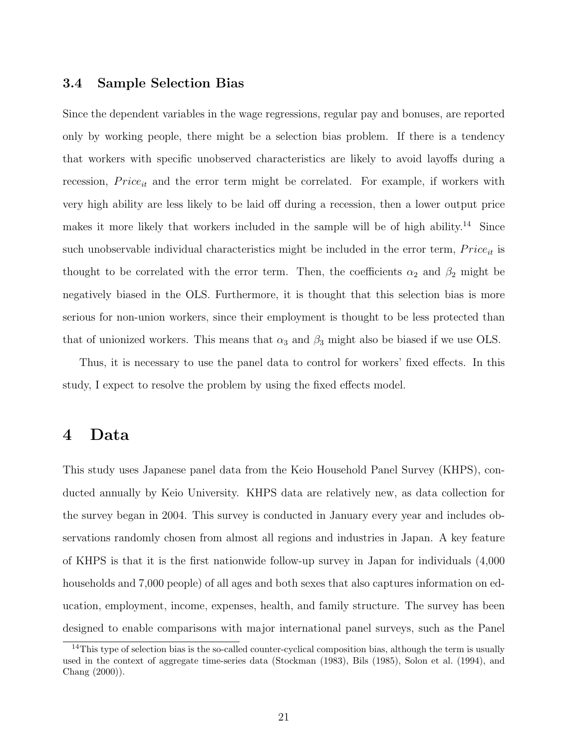### 3.4 Sample Selection Bias

Since the dependent variables in the wage regressions, regular pay and bonuses, are reported only by working people, there might be a selection bias problem. If there is a tendency that workers with specific unobserved characteristics are likely to avoid layoffs during a recession, $Price_{it}$ and the error term might be correlated. For example, if workers with very high ability are less likely to be laid off during a recession, then a lower output price makes it more likely that workers included in the sample will be of high ability.[14] Since such unobservable individual characteristics might be included in the error term, $Price_{it}$ is thought to be correlated with the error term. Then, the coefficients $\alpha_2$ and $\beta_2$ might be negatively biased in the OLS. Furthermore, it is thought that this selection bias is more serious for non-union workers, since their employment is thought to be less protected than that of unionized workers. This means that $\alpha_3$ and $\beta_3$ might also be biased if we use OLS.

Thus, it is necessary to use the panel data to control for workers' fixed effects. In this study, I expect to resolve the problem by using the fixed effects model.

# 4 Data

This study uses Japanese panel data from the Keio Household Panel Survey (KHPS), conducted annually by Keio University. KHPS data are relatively new, as data collection for the survey began in 2004. This survey is conducted in January every year and includes observations randomly chosen from almost all regions and industries in Japan. A key feature of KHPS is that it is the first nationwide follow-up survey in Japan for individuals (4,000 households and 7,000 people) of all ages and both sexes that also captures information on education, employment, income, expenses, health, and family structure. The survey has been designed to enable comparisons with major international panel surveys, such as the Panel

[14] This type of selection bias is the so-called counter-cyclical composition bias, although the term is usually used in the context of aggregate time-series data (Stockman (1983), Bils (1985), Solon et al. (1994), and Chang (2000)).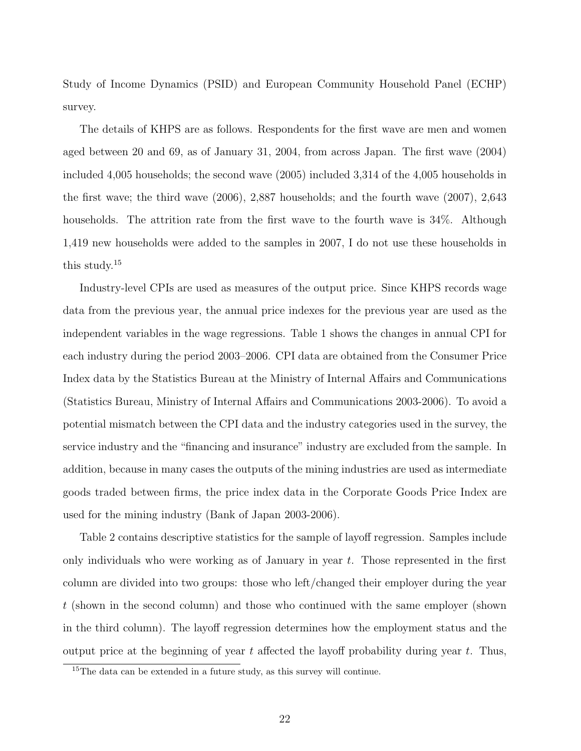Study of Income Dynamics (PSID) and European Community Household Panel (ECHP) survey.

The details of KHPS are as follows. Respondents for the first wave are men and women aged between 20 and 69, as of January 31, 2004, from across Japan. The first wave (2004) included 4,005 households; the second wave (2005) included 3,314 of the 4,005 households in the first wave; the third wave (2006), 2,887 households; and the fourth wave (2007), 2,643 households. The attrition rate from the first wave to the fourth wave is 34%. Although 1,419 new households were added to the samples in 2007, I do not use these households in this study.[15]

Industry-level CPIs are used as measures of the output price. Since KHPS records wage data from the previous year, the annual price indexes for the previous year are used as the independent variables in the wage regressions. Table 1 shows the changes in annual CPI for each industry during the period 2003–2006. CPI data are obtained from the Consumer Price Index data by the Statistics Bureau at the Ministry of Internal Affairs and Communications (Statistics Bureau, Ministry of Internal Affairs and Communications 2003-2006). To avoid a potential mismatch between the CPI data and the industry categories used in the survey, the service industry and the "financing and insurance" industry are excluded from the sample. In addition, because in many cases the outputs of the mining industries are used as intermediate goods traded between firms, the price index data in the Corporate Goods Price Index are used for the mining industry (Bank of Japan 2003-2006).

Table 2 contains descriptive statistics for the sample of layoff regression. Samples include only individuals who were working as of January in year $t$. Those represented in the first column are divided into two groups: those who left/changed their employer during the year $t$ (shown in the second column) and those who continued with the same employer (shown in the third column). The layoff regression determines how the employment status and the output price at the beginning of year $t$ affected the layoff probability during year $t$. Thus,

[15]The data can be extended in a future study, as this survey will continue.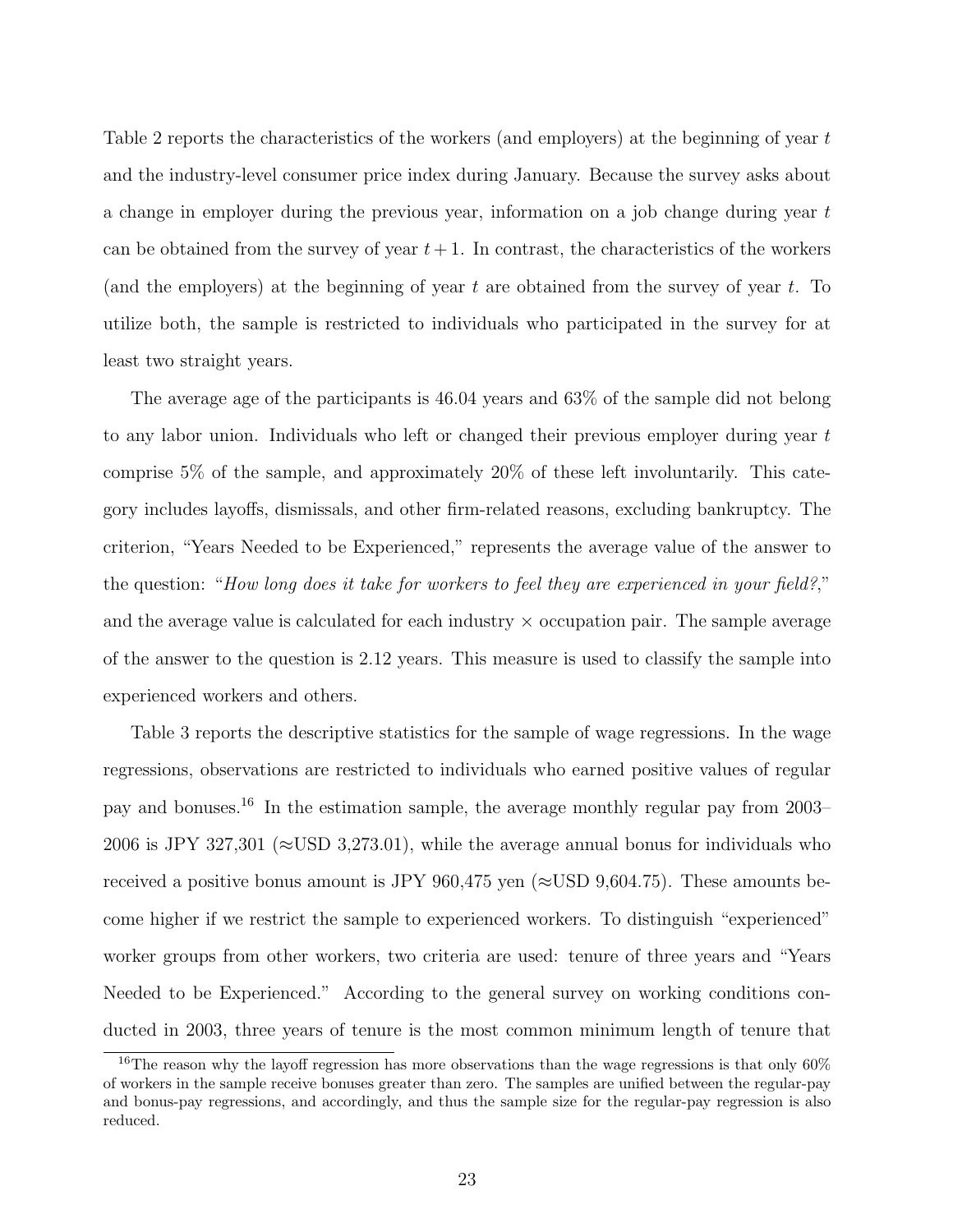Table 2 reports the characteristics of the workers (and employers) at the beginning of year $t$ and the industry-level consumer price index during January. Because the survey asks about a change in employer during the previous year, information on a job change during year $t$ can be obtained from the survey of year $t+1$. In contrast, the characteristics of the workers (and the employers) at the beginning of year $t$ are obtained from the survey of year $t$. To utilize both, the sample is restricted to individuals who participated in the survey for at least two straight years.

The average age of the participants is 46.04 years and 63% of the sample did not belong to any labor union. Individuals who left or changed their previous employer during year $t$ comprise 5% of the sample, and approximately 20% of these left involuntarily. This category includes layoffs, dismissals, and other firm-related reasons, excluding bankruptcy. The criterion, "Years Needed to be Experienced," represents the average value of the answer to the question: "*How long does it take for workers to feel they are experienced in your field?*," and the average value is calculated for each industry $\times$ occupation pair. The sample average of the answer to the question is 2.12 years. This measure is used to classify the sample into experienced workers and others.

Table 3 reports the descriptive statistics for the sample of wage regressions. In the wage regressions, observations are restricted to individuals who earned positive values of regular pay and bonuses.[16] In the estimation sample, the average monthly regular pay from 2003–2006 is JPY 327,301 ($\approx$USD 3,273.01), while the average annual bonus for individuals who received a positive bonus amount is JPY 960,475 yen ($\approx$USD 9,604.75). These amounts become higher if we restrict the sample to experienced workers. To distinguish "experienced" worker groups from other workers, two criteria are used: tenure of three years and "Years Needed to be Experienced." According to the general survey on working conditions conducted in 2003, three years of tenure is the most common minimum length of tenure that

[16] The reason why the layoff regression has more observations than the wage regressions is that only 60% of workers in the sample receive bonuses greater than zero. The samples are unified between the regular-pay and bonus-pay regressions, and accordingly, and thus the sample size for the regular-pay regression is also reduced.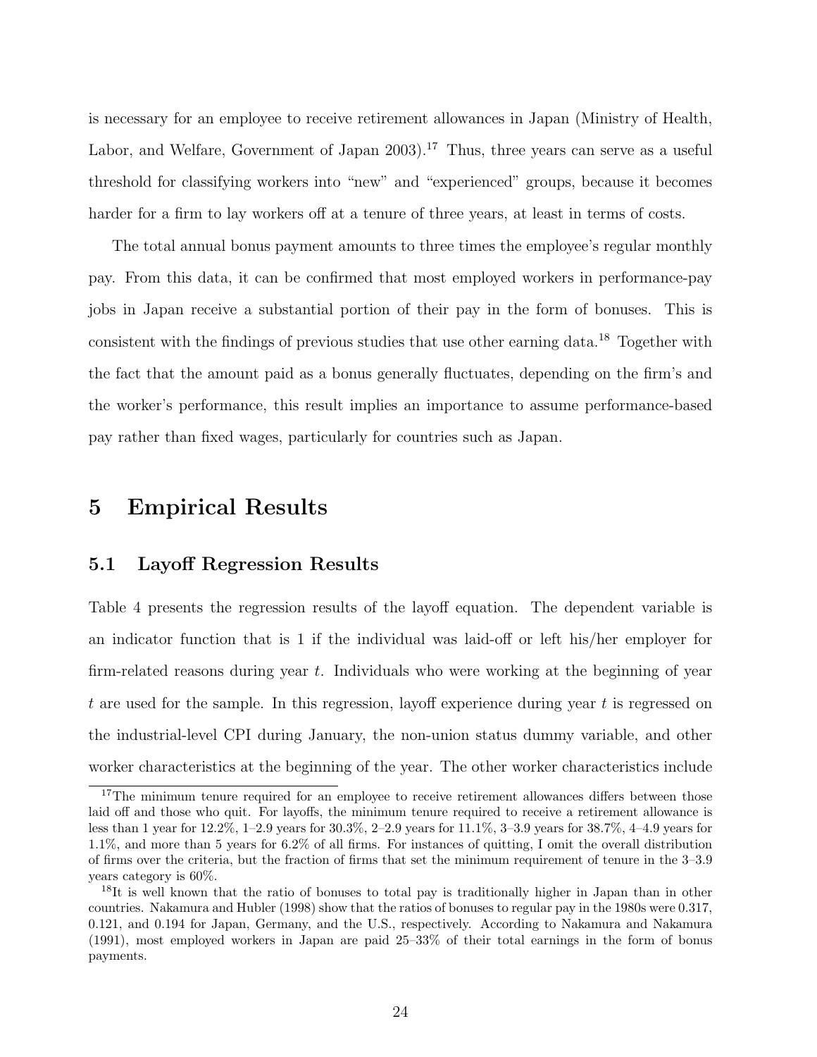is necessary for an employee to receive retirement allowances in Japan (Ministry of Health, Labor, and Welfare, Government of Japan 2003).[17] Thus, three years can serve as a useful threshold for classifying workers into "new" and "experienced" groups, because it becomes harder for a firm to lay workers off at a tenure of three years, at least in terms of costs.

The total annual bonus payment amounts to three times the employee's regular monthly pay. From this data, it can be confirmed that most employed workers in performance-pay jobs in Japan receive a substantial portion of their pay in the form of bonuses. This is consistent with the findings of previous studies that use other earning data.[18] Together with the fact that the amount paid as a bonus generally fluctuates, depending on the firm's and the worker's performance, this result implies an importance to assume performance-based pay rather than fixed wages, particularly for countries such as Japan.

# 5 Empirical Results

## 5.1 Layoff Regression Results

Table 4 presents the regression results of the layoff equation. The dependent variable is an indicator function that is 1 if the individual was laid-off or left his/her employer for firm-related reasons during year $t$. Individuals who were working at the beginning of year $t$ are used for the sample. In this regression, layoff experience during year $t$ is regressed on the industrial-level CPI during January, the non-union status dummy variable, and other worker characteristics at the beginning of the year. The other worker characteristics include

[17] The minimum tenure required for an employee to receive retirement allowances differs between those laid off and those who quit. For layoffs, the minimum tenure required to receive a retirement allowance is less than 1 year for 12.2%, 1–2.9 years for 30.3%, 2–2.9 years for 11.1%, 3–3.9 years for 38.7%, 4–4.9 years for 1.1%, and more than 5 years for 6.2% of all firms. For instances of quitting, I omit the overall distribution of firms over the criteria, but the fraction of firms that set the minimum requirement of tenure in the 3–3.9 years category is 60%.

[18] It is well known that the ratio of bonuses to total pay is traditionally higher in Japan than in other countries. Nakamura and Hubler (1998) show that the ratios of bonuses to regular pay in the 1980s were 0.317, 0.121, and 0.194 for Japan, Germany, and the U.S., respectively. According to Nakamura and Nakamura (1991), most employed workers in Japan are paid 25–33% of their total earnings in the form of bonus payments.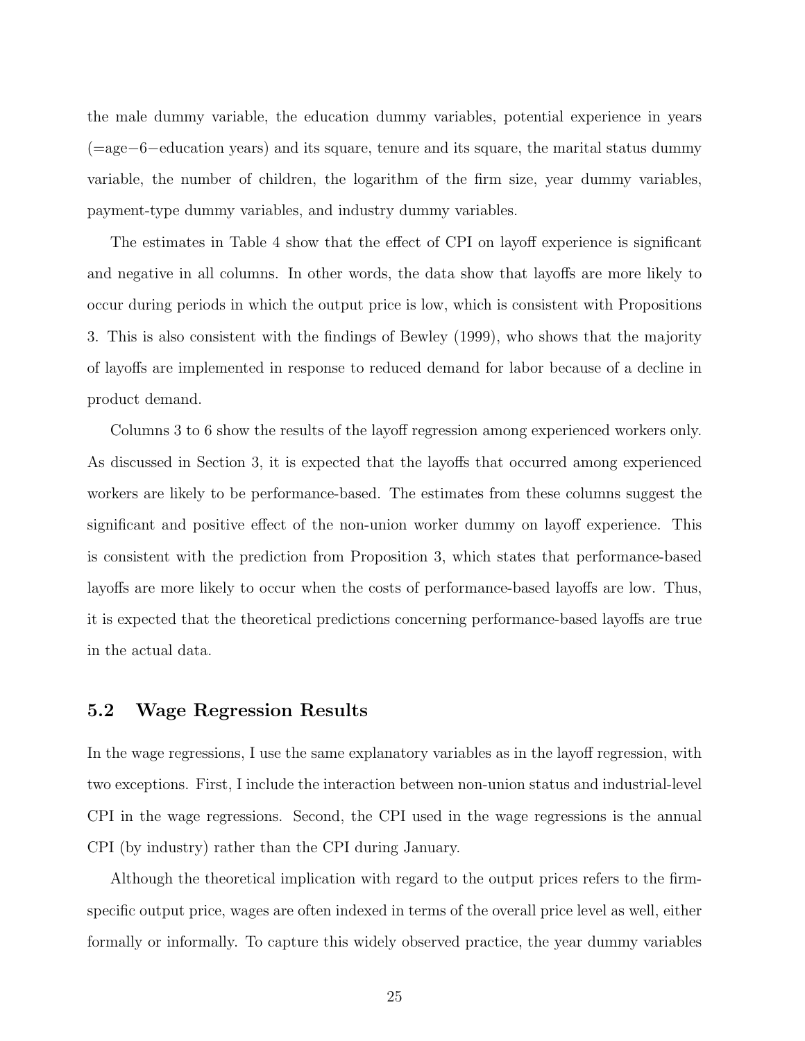the male dummy variable, the education dummy variables, potential experience in years (=age−6−education years) and its square, tenure and its square, the marital status dummy variable, the number of children, the logarithm of the firm size, year dummy variables, payment-type dummy variables, and industry dummy variables.

The estimates in Table 4 show that the effect of CPI on layoff experience is significant and negative in all columns. In other words, the data show that layoffs are more likely to occur during periods in which the output price is low, which is consistent with Propositions 3. This is also consistent with the findings of Bewley (1999), who shows that the majority of layoffs are implemented in response to reduced demand for labor because of a decline in product demand.

Columns 3 to 6 show the results of the layoff regression among experienced workers only. As discussed in Section 3, it is expected that the layoffs that occurred among experienced workers are likely to be performance-based. The estimates from these columns suggest the significant and positive effect of the non-union worker dummy on layoff experience. This is consistent with the prediction from Proposition 3, which states that performance-based layoffs are more likely to occur when the costs of performance-based layoffs are low. Thus, it is expected that the theoretical predictions concerning performance-based layoffs are true in the actual data.

## 5.2 Wage Regression Results

In the wage regressions, I use the same explanatory variables as in the layoff regression, with two exceptions. First, I include the interaction between non-union status and industrial-level CPI in the wage regressions. Second, the CPI used in the wage regressions is the annual CPI (by industry) rather than the CPI during January.

Although the theoretical implication with regard to the output prices refers to the firm-specific output price, wages are often indexed in terms of the overall price level as well, either formally or informally. To capture this widely observed practice, the year dummy variables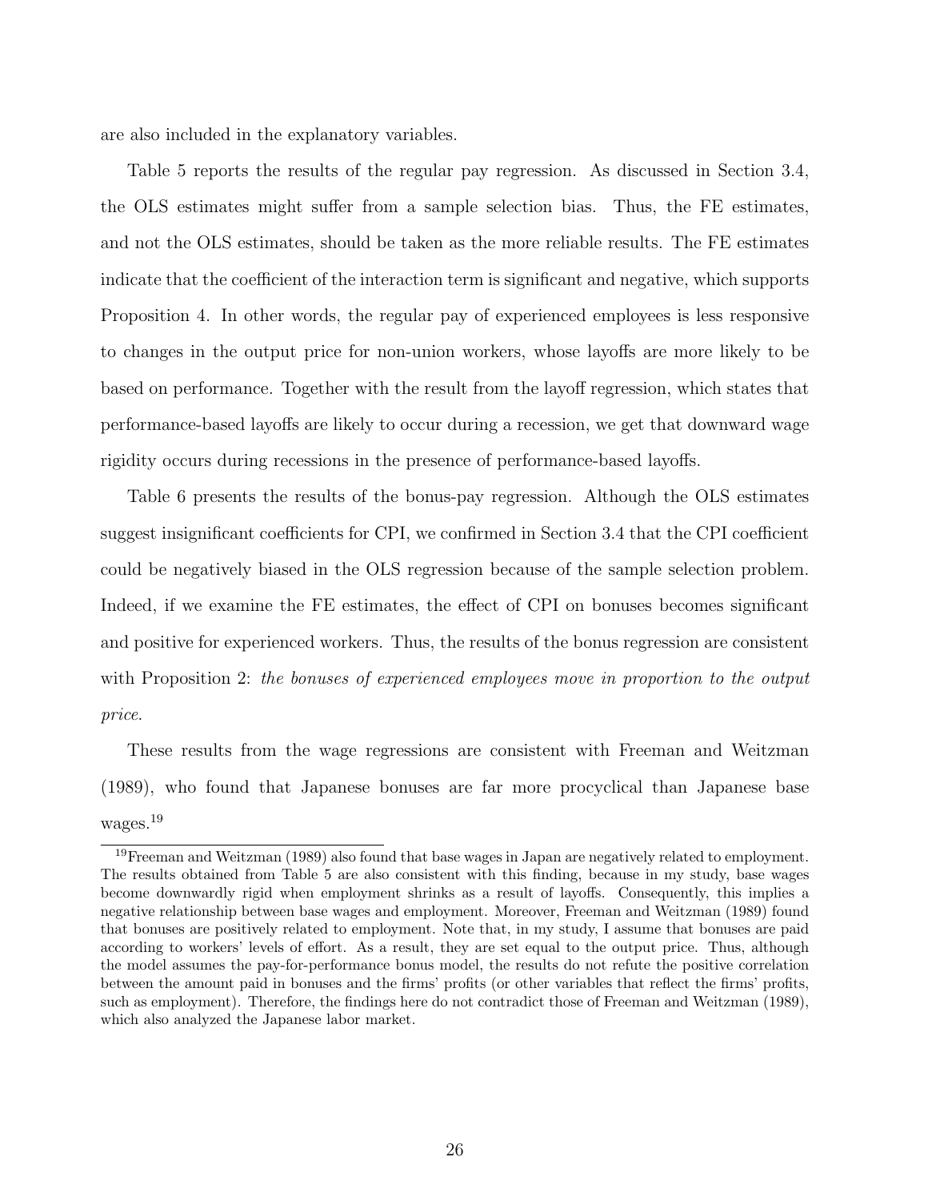are also included in the explanatory variables.

Table 5 reports the results of the regular pay regression. As discussed in Section 3.4, the OLS estimates might suffer from a sample selection bias. Thus, the FE estimates, and not the OLS estimates, should be taken as the more reliable results. The FE estimates indicate that the coefficient of the interaction term is significant and negative, which supports Proposition 4. In other words, the regular pay of experienced employees is less responsive to changes in the output price for non-union workers, whose layoffs are more likely to be based on performance. Together with the result from the layoff regression, which states that performance-based layoffs are likely to occur during a recession, we get that downward wage rigidity occurs during recessions in the presence of performance-based layoffs.

Table 6 presents the results of the bonus-pay regression. Although the OLS estimates suggest insignificant coefficients for CPI, we confirmed in Section 3.4 that the CPI coefficient could be negatively biased in the OLS regression because of the sample selection problem. Indeed, if we examine the FE estimates, the effect of CPI on bonuses becomes significant and positive for experienced workers. Thus, the results of the bonus regression are consistent with Proposition 2: *the bonuses of experienced employees move in proportion to the output price*.

These results from the wage regressions are consistent with Freeman and Weitzman (1989), who found that Japanese bonuses are far more procyclical than Japanese base wages.[19]

[19] Freeman and Weitzman (1989) also found that base wages in Japan are negatively related to employment. The results obtained from Table 5 are also consistent with this finding, because in my study, base wages become downwardly rigid when employment shrinks as a result of layoffs. Consequently, this implies a negative relationship between base wages and employment. Moreover, Freeman and Weitzman (1989) found that bonuses are positively related to employment. Note that, in my study, I assume that bonuses are paid according to workers' levels of effort. As a result, they are set equal to the output price. Thus, although the model assumes the pay-for-performance bonus model, the results do not refute the positive correlation between the amount paid in bonuses and the firms' profits (or other variables that reflect the firms' profits, such as employment). Therefore, the findings here do not contradict those of Freeman and Weitzman (1989), which also analyzed the Japanese labor market.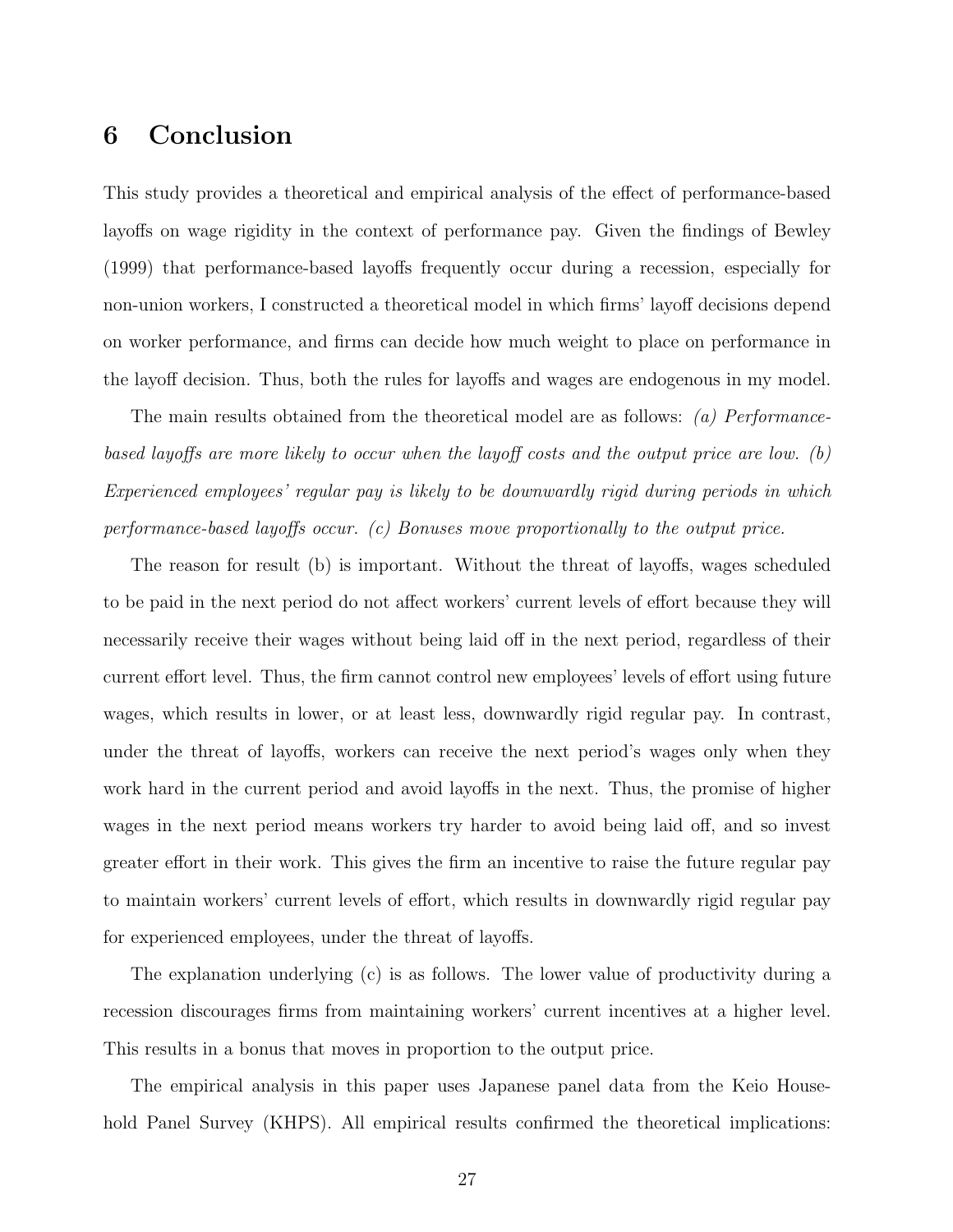# 6 Conclusion

This study provides a theoretical and empirical analysis of the effect of performance-based layoffs on wage rigidity in the context of performance pay. Given the findings of Bewley (1999) that performance-based layoffs frequently occur during a recession, especially for non-union workers, I constructed a theoretical model in which firms' layoff decisions depend on worker performance, and firms can decide how much weight to place on performance in the layoff decision. Thus, both the rules for layoffs and wages are endogenous in my model.

The main results obtained from the theoretical model are as follows: *(a) Performance-based layoffs are more likely to occur when the layoff costs and the output price are low. (b) Experienced employees' regular pay is likely to be downwardly rigid during periods in which performance-based layoffs occur. (c) Bonuses move proportionally to the output price.*

The reason for result (b) is important. Without the threat of layoffs, wages scheduled to be paid in the next period do not affect workers' current levels of effort because they will necessarily receive their wages without being laid off in the next period, regardless of their current effort level. Thus, the firm cannot control new employees' levels of effort using future wages, which results in lower, or at least less, downwardly rigid regular pay. In contrast, under the threat of layoffs, workers can receive the next period's wages only when they work hard in the current period and avoid layoffs in the next. Thus, the promise of higher wages in the next period means workers try harder to avoid being laid off, and so invest greater effort in their work. This gives the firm an incentive to raise the future regular pay to maintain workers' current levels of effort, which results in downwardly rigid regular pay for experienced employees, under the threat of layoffs.

The explanation underlying (c) is as follows. The lower value of productivity during a recession discourages firms from maintaining workers' current incentives at a higher level. This results in a bonus that moves in proportion to the output price.

The empirical analysis in this paper uses Japanese panel data from the Keio Household Panel Survey (KHPS). All empirical results confirmed the theoretical implications: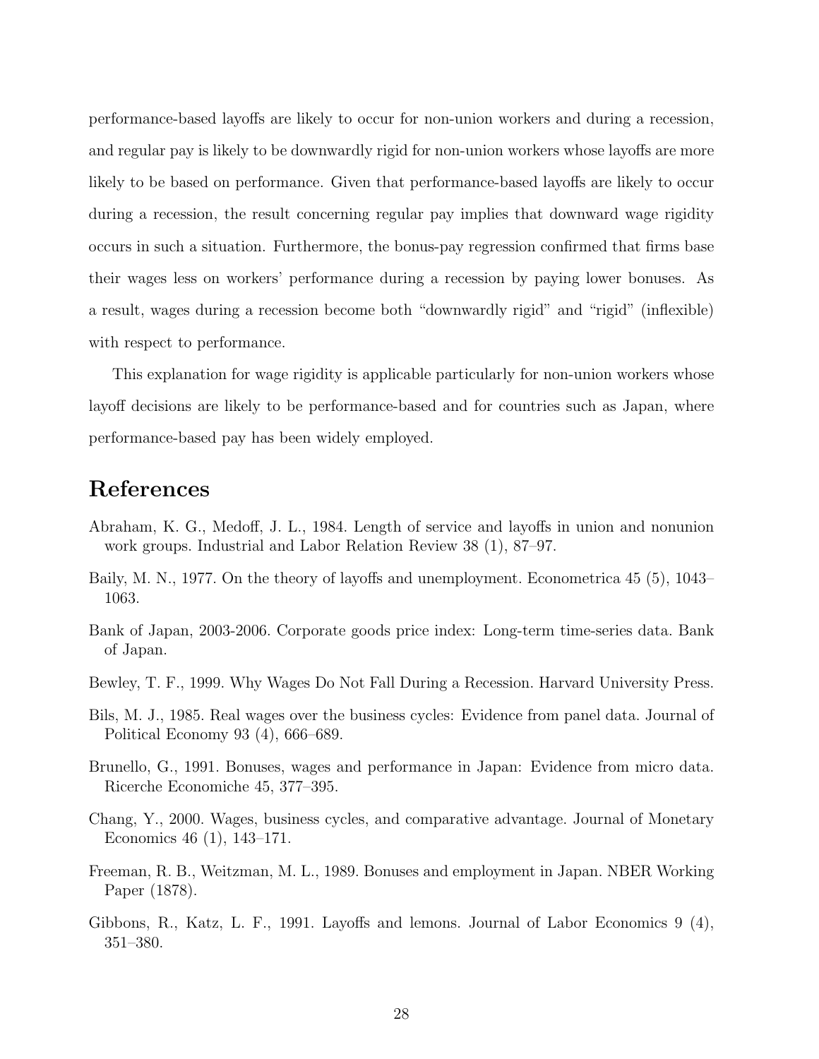performance-based layoffs are likely to occur for non-union workers and during a recession, and regular pay is likely to be downwardly rigid for non-union workers whose layoffs are more likely to be based on performance. Given that performance-based layoffs are likely to occur during a recession, the result concerning regular pay implies that downward wage rigidity occurs in such a situation. Furthermore, the bonus-pay regression confirmed that firms base their wages less on workers' performance during a recession by paying lower bonuses. As a result, wages during a recession become both "downwardly rigid" and "rigid" (inflexible) with respect to performance.

This explanation for wage rigidity is applicable particularly for non-union workers whose layoff decisions are likely to be performance-based and for countries such as Japan, where performance-based pay has been widely employed.

# References

Abraham, K. G., Medoff, J. L., 1984. Length of service and layoffs in union and nonunion work groups. Industrial and Labor Relation Review 38 (1), 87–97.

Baily, M. N., 1977. On the theory of layoffs and unemployment. Econometrica 45 (5), 1043–1063.

Bank of Japan, 2003-2006. Corporate goods price index: Long-term time-series data. Bank of Japan.

Bewley, T. F., 1999. Why Wages Do Not Fall During a Recession. Harvard University Press.

Bils, M. J., 1985. Real wages over the business cycles: Evidence from panel data. Journal of Political Economy 93 (4), 666–689.

Brunello, G., 1991. Bonuses, wages and performance in Japan: Evidence from micro data. Ricerche Economiche 45, 377–395.

Chang, Y., 2000. Wages, business cycles, and comparative advantage. Journal of Monetary Economics 46 (1), 143–171.

Freeman, R. B., Weitzman, M. L., 1989. Bonuses and employment in Japan. NBER Working Paper (1878).

Gibbons, R., Katz, L. F., 1991. Layoffs and lemons. Journal of Labor Economics 9 (4), 351–380.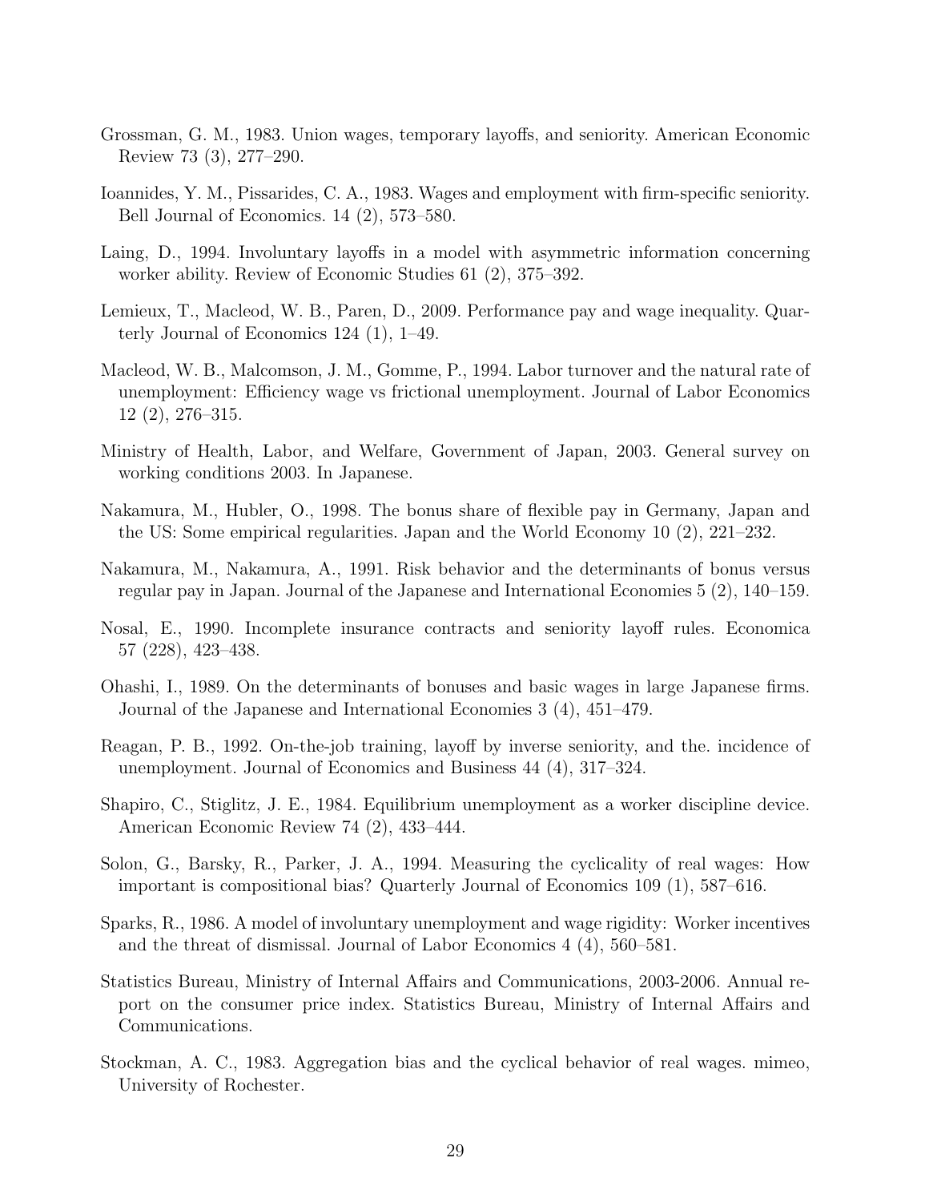Grossman, G. M., 1983. Union wages, temporary layoffs, and seniority. American Economic Review 73 (3), 277–290.

Ioannides, Y. M., Pissarides, C. A., 1983. Wages and employment with firm-specific seniority. Bell Journal of Economics. 14 (2), 573–580.

Laing, D., 1994. Involuntary layoffs in a model with asymmetric information concerning worker ability. Review of Economic Studies 61 (2), 375–392.

Lemieux, T., Macleod, W. B., Paren, D., 2009. Performance pay and wage inequality. Quarterly Journal of Economics 124 (1), 1–49.

Macleod, W. B., Malcomson, J. M., Gomme, P., 1994. Labor turnover and the natural rate of unemployment: Efficiency wage vs frictional unemployment. Journal of Labor Economics 12 (2), 276–315.

Ministry of Health, Labor, and Welfare, Government of Japan, 2003. General survey on working conditions 2003. In Japanese.

Nakamura, M., Hubler, O., 1998. The bonus share of flexible pay in Germany, Japan and the US: Some empirical regularities. Japan and the World Economy 10 (2), 221–232.

Nakamura, M., Nakamura, A., 1991. Risk behavior and the determinants of bonus versus regular pay in Japan. Journal of the Japanese and International Economies 5 (2), 140–159.

Nosal, E., 1990. Incomplete insurance contracts and seniority layoff rules. Economica 57 (228), 423–438.

Ohashi, I., 1989. On the determinants of bonuses and basic wages in large Japanese firms. Journal of the Japanese and International Economies 3 (4), 451–479.

Reagan, P. B., 1992. On-the-job training, layoff by inverse seniority, and the. incidence of unemployment. Journal of Economics and Business 44 (4), 317–324.

Shapiro, C., Stiglitz, J. E., 1984. Equilibrium unemployment as a worker discipline device. American Economic Review 74 (2), 433–444.

Solon, G., Barsky, R., Parker, J. A., 1994. Measuring the cyclicality of real wages: How important is compositional bias? Quarterly Journal of Economics 109 (1), 587–616.

Sparks, R., 1986. A model of involuntary unemployment and wage rigidity: Worker incentives and the threat of dismissal. Journal of Labor Economics 4 (4), 560–581.

Statistics Bureau, Ministry of Internal Affairs and Communications, 2003-2006. Annual report on the consumer price index. Statistics Bureau, Ministry of Internal Affairs and Communications.

Stockman, A. C., 1983. Aggregation bias and the cyclical behavior of real wages. mimeo, University of Rochester.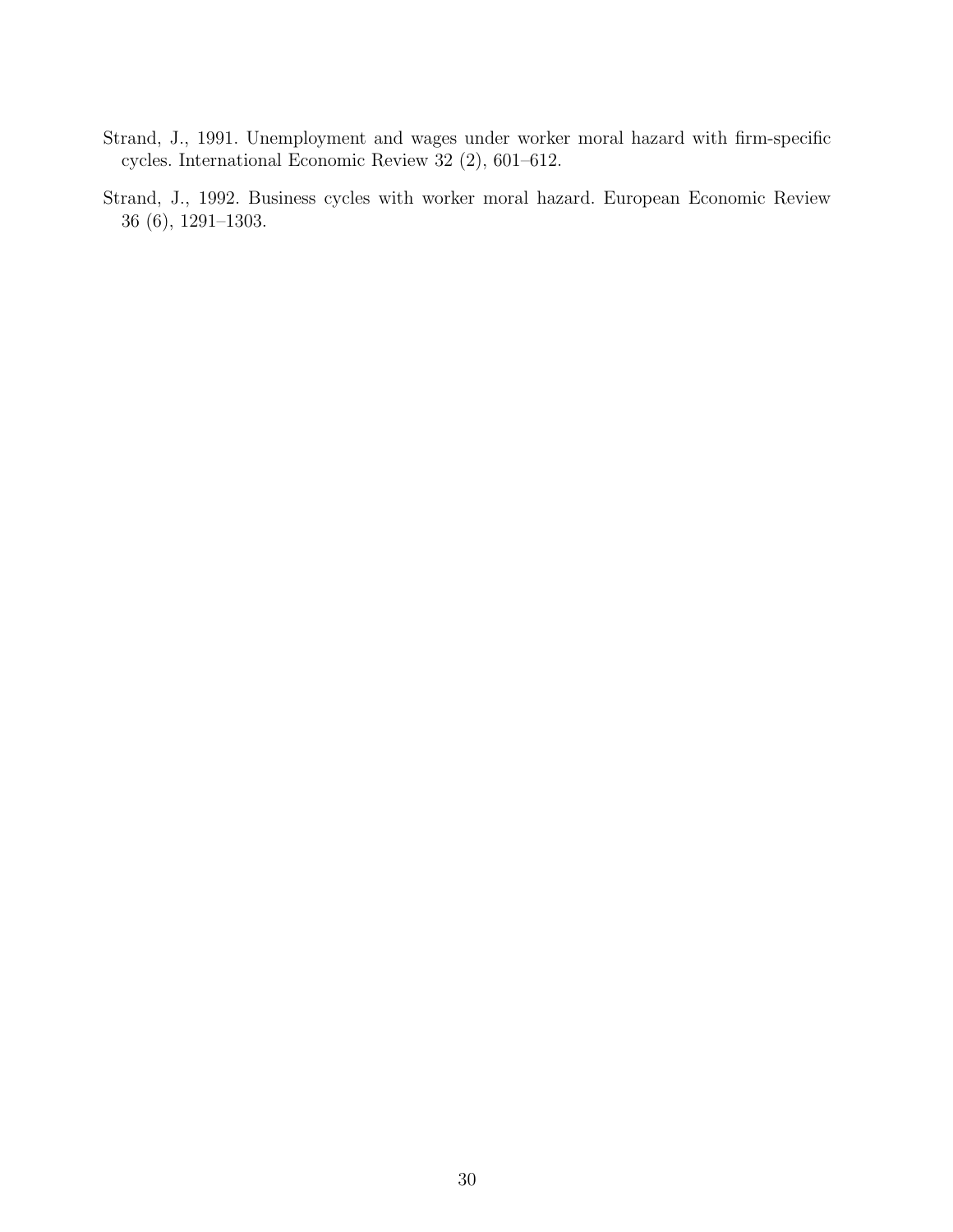Strand, J., 1991. Unemployment and wages under worker moral hazard with firm-specific cycles. International Economic Review 32 (2), 601–612.

Strand, J., 1992. Business cycles with worker moral hazard. European Economic Review 36 (6), 1291–1303.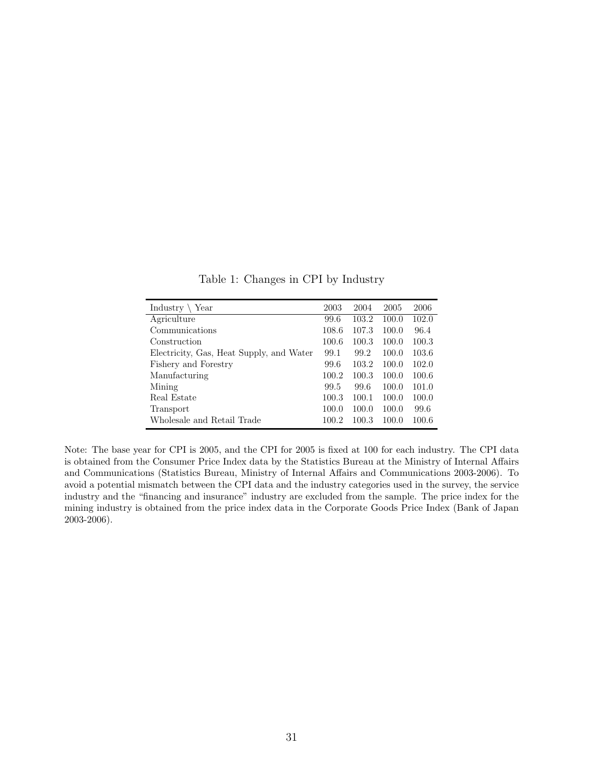Table 1: Changes in CPI by Industry

| Industry \ Year | 2003 | 2004 | 2005 | 2006 |
|---|---|---|---|---|
| Agriculture | 99.6 | 103.2 | 100.0 | 102.0 |
| Communications | 108.6 | 107.3 | 100.0 | 96.4 |
| Construction | 100.6 | 100.3 | 100.0 | 100.3 |
| Electricity, Gas, Heat Supply, and Water | 99.1 | 99.2 | 100.0 | 103.6 |
| Fishery and Forestry | 99.6 | 103.2 | 100.0 | 102.0 |
| Manufacturing | 100.2 | 100.3 | 100.0 | 100.6 |
| Mining | 99.5 | 99.6 | 100.0 | 101.0 |
| Real Estate | 100.3 | 100.1 | 100.0 | 100.0 |
| Transport | 100.0 | 100.0 | 100.0 | 99.6 |
| Wholesale and Retail Trade | 100.2 | 100.3 | 100.0 | 100.6 |

Note: The base year for CPI is 2005, and the CPI for 2005 is fixed at 100 for each industry. The CPI data is obtained from the Consumer Price Index data by the Statistics Bureau at the Ministry of Internal Affairs and Communications (Statistics Bureau, Ministry of Internal Affairs and Communications 2003-2006). To avoid a potential mismatch between the CPI data and the industry categories used in the survey, the service industry and the "financing and insurance" industry are excluded from the sample. The price index for the mining industry is obtained from the price index data in the Corporate Goods Price Index (Bank of Japan 2003-2006).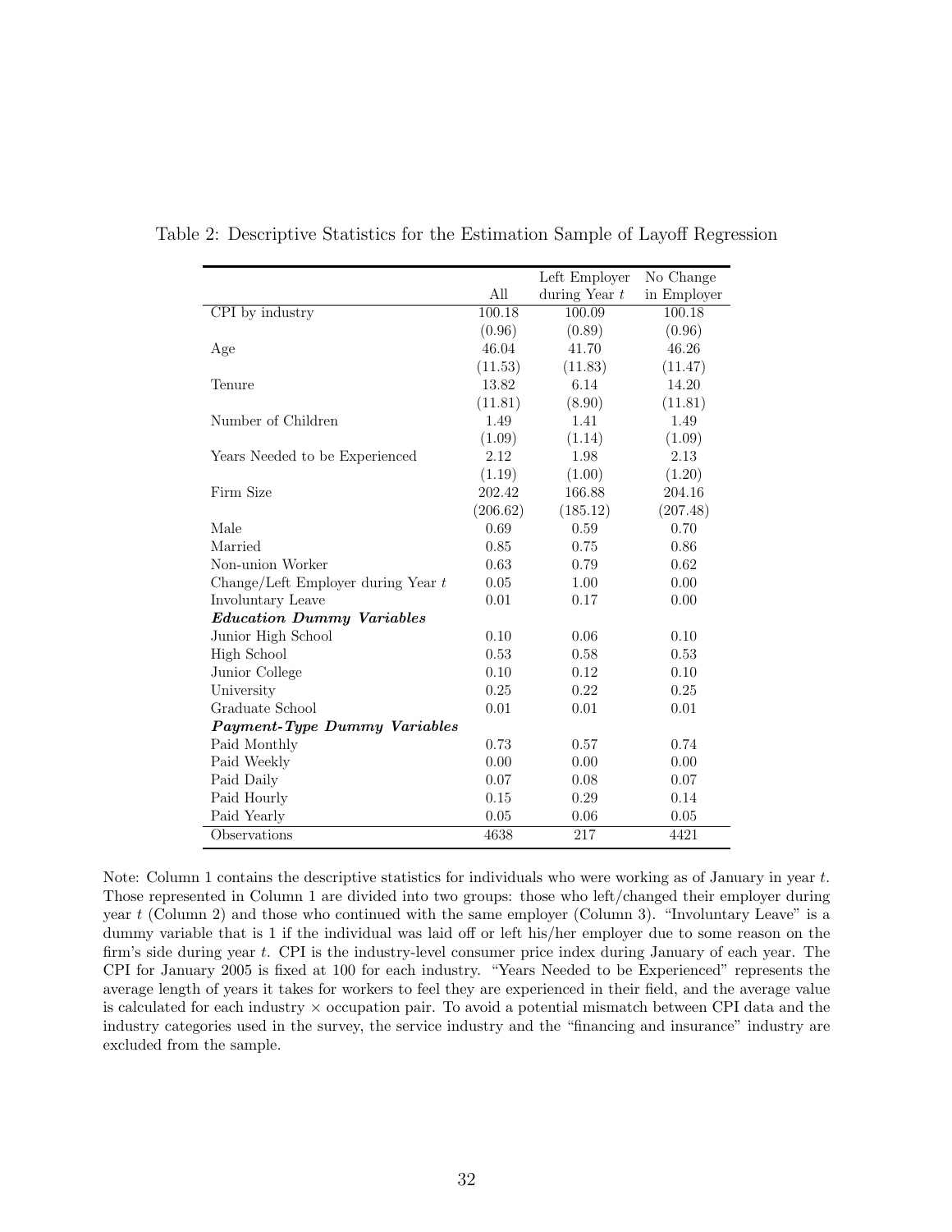Table 2: Descriptive Statistics for the Estimation Sample of Layoff Regression

| | All | Left Employer during Year $t$ | No Change in Employer |
|---|---|---|---|
| CPI by industry | 100.18 | 100.09 | 100.18 |
| | (0.96) | (0.89) | (0.96) |
| Age | 46.04 | 41.70 | 46.26 |
| | (11.53) | (11.83) | (11.47) |
| Tenure | 13.82 | 6.14 | 14.20 |
| | (11.81) | (8.90) | (11.81) |
| Number of Children | 1.49 | 1.41 | 1.49 |
| | (1.09) | (1.14) | (1.09) |
| Years Needed to be Experienced | 2.12 | 1.98 | 2.13 |
| | (1.19) | (1.00) | (1.20) |
| Firm Size | 202.42 | 166.88 | 204.16 |
| | (206.62) | (185.12) | (207.48) |
| Male | 0.69 | 0.59 | 0.70 |
| Married | 0.85 | 0.75 | 0.86 |
| Non-union Worker | 0.63 | 0.79 | 0.62 |
| Change/Left Employer during Year $t$ | 0.05 | 1.00 | 0.00 |
| Involuntary Leave | 0.01 | 0.17 | 0.00 |
| ***Education Dummy Variables*** | | | |
| Junior High School | 0.10 | 0.06 | 0.10 |
| High School | 0.53 | 0.58 | 0.53 |
| Junior College | 0.10 | 0.12 | 0.10 |
| University | 0.25 | 0.22 | 0.25 |
| Graduate School | 0.01 | 0.01 | 0.01 |
| ***Payment-Type Dummy Variables*** | | | |
| Paid Monthly | 0.73 | 0.57 | 0.74 |
| Paid Weekly | 0.00 | 0.00 | 0.00 |
| Paid Daily | 0.07 | 0.08 | 0.07 |
| Paid Hourly | 0.15 | 0.29 | 0.14 |
| Paid Yearly | 0.05 | 0.06 | 0.05 |
| Observations | 4638 | 217 | 4421 |

Note: Column 1 contains the descriptive statistics for individuals who were working as of January in year $t$. Those represented in Column 1 are divided into two groups: those who left/changed their employer during year $t$ (Column 2) and those who continued with the same employer (Column 3). "Involuntary Leave" is a dummy variable that is 1 if the individual was laid off or left his/her employer due to some reason on the firm's side during year $t$. CPI is the industry-level consumer price index during January of each year. The CPI for January 2005 is fixed at 100 for each industry. "Years Needed to be Experienced" represents the average length of years it takes for workers to feel they are experienced in their field, and the average value is calculated for each industry $\times$ occupation pair. To avoid a potential mismatch between CPI data and the industry categories used in the survey, the service industry and the "financing and insurance" industry are excluded from the sample.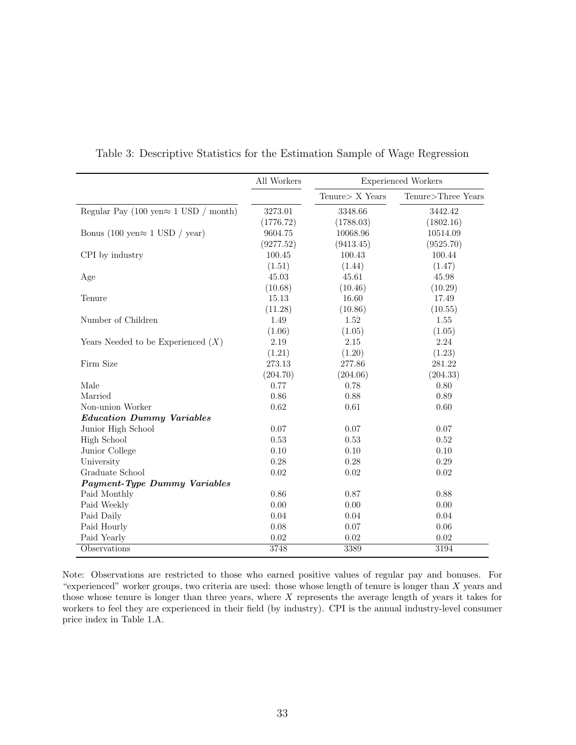Table 3: Descriptive Statistics for the Estimation Sample of Wage Regression

| | All Workers | Experienced Workers | |
|---|---|---|---|
| | | Tenure> X Years | Tenure>Three Years |
| Regular Pay (100 yen≈ 1 USD / month) | 3273.01 | 3348.66 | 3442.42 |
| | (1776.72) | (1788.03) | (1802.16) |
| Bonus (100 yen≈ 1 USD / year) | 9604.75 | 10068.96 | 10514.09 |
| | (9277.52) | (9413.45) | (9525.70) |
| CPI by industry | 100.45 | 100.43 | 100.44 |
| | (1.51) | (1.44) | (1.47) |
| Age | 45.03 | 45.61 | 45.98 |
| | (10.68) | (10.46) | (10.29) |
| Tenure | 15.13 | 16.60 | 17.49 |
| | (11.28) | (10.86) | (10.55) |
| Number of Children | 1.49 | 1.52 | 1.55 |
| | (1.06) | (1.05) | (1.05) |
| Years Needed to be Experienced ($X$) | 2.19 | 2.15 | 2.24 |
| | (1.21) | (1.20) | (1.23) |
| Firm Size | 273.13 | 277.86 | 281.22 |
| | (204.70) | (204.06) | (204.33) |
| Male | 0.77 | 0.78 | 0.80 |
| Married | 0.86 | 0.88 | 0.89 |
| Non-union Worker | 0.62 | 0.61 | 0.60 |
| ***Education Dummy Variables*** | | | |
| Junior High School | 0.07 | 0.07 | 0.07 |
| High School | 0.53 | 0.53 | 0.52 |
| Junior College | 0.10 | 0.10 | 0.10 |
| University | 0.28 | 0.28 | 0.29 |
| Graduate School | 0.02 | 0.02 | 0.02 |
| ***Payment-Type Dummy Variables*** | | | |
| Paid Monthly | 0.86 | 0.87 | 0.88 |
| Paid Weekly | 0.00 | 0.00 | 0.00 |
| Paid Daily | 0.04 | 0.04 | 0.04 |
| Paid Hourly | 0.08 | 0.07 | 0.06 |
| Paid Yearly | 0.02 | 0.02 | 0.02 |
| Observations | 3748 | 3389 | 3194 |

Note: Observations are restricted to those who earned positive values of regular pay and bonuses. For "experienced" worker groups, two criteria are used: those whose length of tenure is longer than $X$ years and those whose tenure is longer than three years, where $X$ represents the average length of years it takes for workers to feel they are experienced in their field (by industry). CPI is the annual industry-level consumer price index in Table 1.A.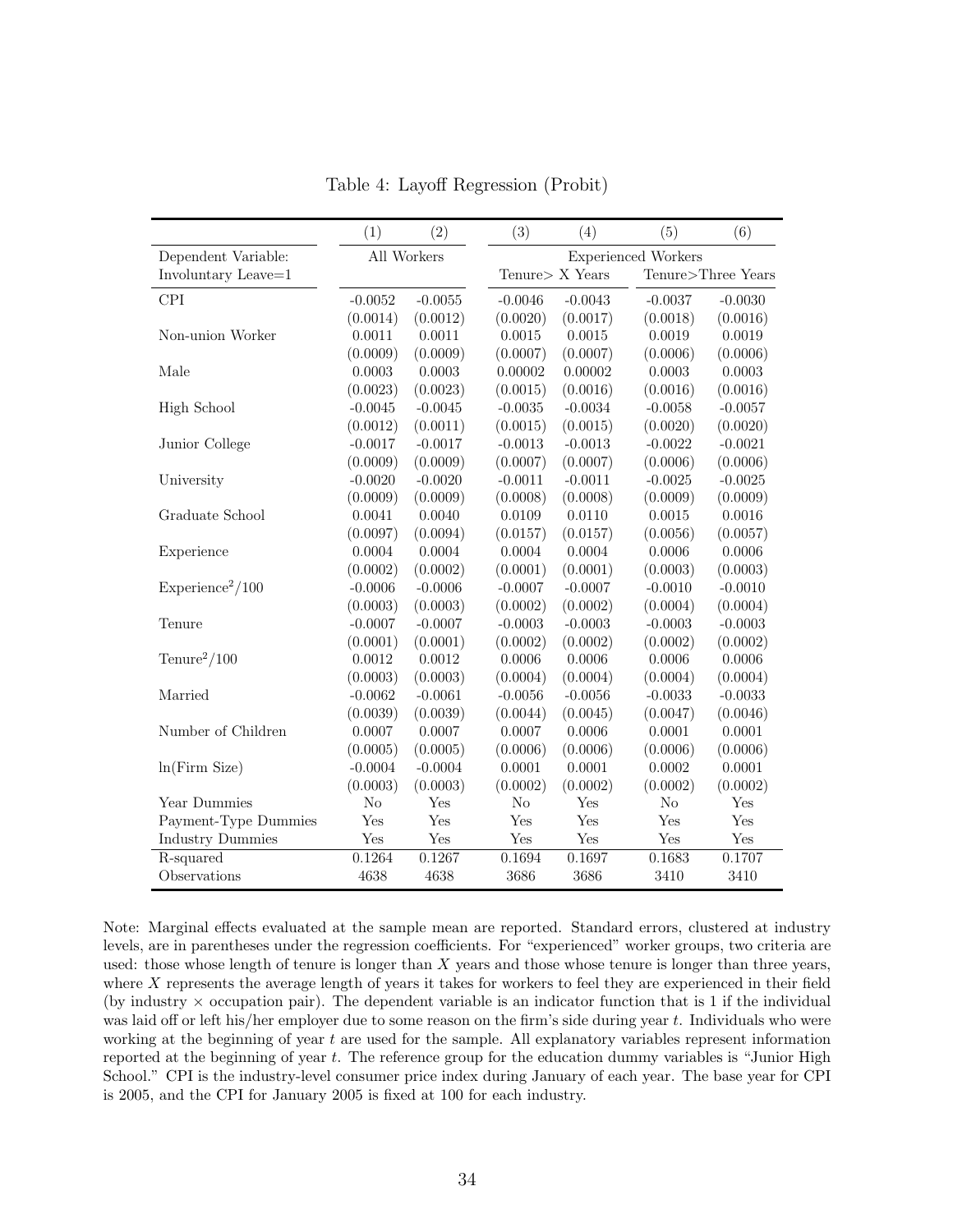Table 4: Layoff Regression (Probit)

| | (1) | (2) | (3) | (4) | (5) | (6) |
|---|---|---|---|---|---|---|
| Dependent Variable: | All Workers | | Experienced Workers | | | |
| Involuntary Leave=1 | | | Tenure> X Years | | Tenure>Three Years | |
| CPI | -0.0052 | -0.0055 | -0.0046 | -0.0043 | -0.0037 | -0.0030 |
| | (0.0014) | (0.0012) | (0.0020) | (0.0017) | (0.0018) | (0.0016) |
| Non-union Worker | 0.0011 | 0.0011 | 0.0015 | 0.0015 | 0.0019 | 0.0019 |
| | (0.0009) | (0.0009) | (0.0007) | (0.0007) | (0.0006) | (0.0006) |
| Male | 0.0003 | 0.0003 | 0.00002 | 0.00002 | 0.0003 | 0.0003 |
| | (0.0023) | (0.0023) | (0.0015) | (0.0016) | (0.0016) | (0.0016) |
| High School | -0.0045 | -0.0045 | -0.0035 | -0.0034 | -0.0058 | -0.0057 |
| | (0.0012) | (0.0011) | (0.0015) | (0.0015) | (0.0020) | (0.0020) |
| Junior College | -0.0017 | -0.0017 | -0.0013 | -0.0013 | -0.0022 | -0.0021 |
| | (0.0009) | (0.0009) | (0.0007) | (0.0007) | (0.0006) | (0.0006) |
| University | -0.0020 | -0.0020 | -0.0011 | -0.0011 | -0.0025 | -0.0025 |
| | (0.0009) | (0.0009) | (0.0008) | (0.0008) | (0.0009) | (0.0009) |
| Graduate School | 0.0041 | 0.0040 | 0.0109 | 0.0110 | 0.0015 | 0.0016 |
| | (0.0097) | (0.0094) | (0.0157) | (0.0157) | (0.0056) | (0.0057) |
| Experience | 0.0004 | 0.0004 | 0.0004 | 0.0004 | 0.0006 | 0.0006 |
| | (0.0002) | (0.0002) | (0.0001) | (0.0001) | (0.0003) | (0.0003) |
| Experience$^2$/100 | -0.0006 | -0.0006 | -0.0007 | -0.0007 | -0.0010 | -0.0010 |
| | (0.0003) | (0.0003) | (0.0002) | (0.0002) | (0.0004) | (0.0004) |
| Tenure | -0.0007 | -0.0007 | -0.0003 | -0.0003 | -0.0003 | -0.0003 |
| | (0.0001) | (0.0001) | (0.0002) | (0.0002) | (0.0002) | (0.0002) |
| Tenure$^2$/100 | 0.0012 | 0.0012 | 0.0006 | 0.0006 | 0.0006 | 0.0006 |
| | (0.0003) | (0.0003) | (0.0004) | (0.0004) | (0.0004) | (0.0004) |
| Married | -0.0062 | -0.0061 | -0.0056 | -0.0056 | -0.0033 | -0.0033 |
| | (0.0039) | (0.0039) | (0.0044) | (0.0045) | (0.0047) | (0.0046) |
| Number of Children | 0.0007 | 0.0007 | 0.0007 | 0.0006 | 0.0001 | 0.0001 |
| | (0.0005) | (0.0005) | (0.0006) | (0.0006) | (0.0006) | (0.0006) |
| ln(Firm Size) | -0.0004 | -0.0004 | 0.0001 | 0.0001 | 0.0002 | 0.0001 |
| | (0.0003) | (0.0003) | (0.0002) | (0.0002) | (0.0002) | (0.0002) |
| Year Dummies | No | Yes | No | Yes | No | Yes |
| Payment-Type Dummies | Yes | Yes | Yes | Yes | Yes | Yes |
| Industry Dummies | Yes | Yes | Yes | Yes | Yes | Yes |
| R-squared | 0.1264 | 0.1267 | 0.1694 | 0.1697 | 0.1683 | 0.1707 |
| Observations | 4638 | 4638 | 3686 | 3686 | 3410 | 3410 |

Note: Marginal effects evaluated at the sample mean are reported. Standard errors, clustered at industry levels, are in parentheses under the regression coefficients. For "experienced" worker groups, two criteria are used: those whose length of tenure is longer than $X$ years and those whose tenure is longer than three years, where $X$ represents the average length of years it takes for workers to feel they are experienced in their field (by industry × occupation pair). The dependent variable is an indicator function that is 1 if the individual was laid off or left his/her employer due to some reason on the firm's side during year $t$. Individuals who were working at the beginning of year $t$ are used for the sample. All explanatory variables represent information reported at the beginning of year $t$. The reference group for the education dummy variables is "Junior High School." CPI is the industry-level consumer price index during January of each year. The base year for CPI is 2005, and the CPI for January 2005 is fixed at 100 for each industry.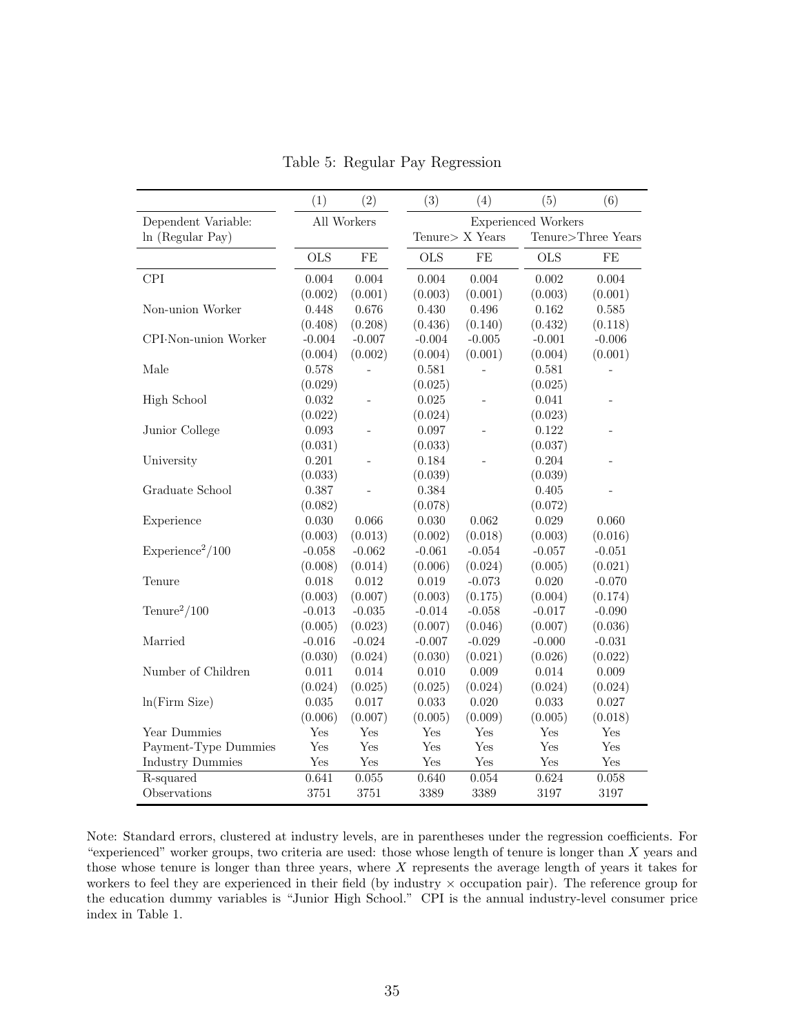Table 5: Regular Pay Regression

| | (1) | (2) | (3) | (4) | (5) | (6) |
|---|---|---|---|---|---|---|
| Dependent Variable: ln (Regular Pay) | All Workers | | Experienced Workers | | | |
| | | | Tenure> X Years | | Tenure>Three Years | |
| | OLS | FE | OLS | FE | OLS | FE |
| CPI | 0.004 | 0.004 | 0.004 | 0.004 | 0.002 | 0.004 |
| | (0.002) | (0.001) | (0.003) | (0.001) | (0.003) | (0.001) |
| Non-union Worker | 0.448 | 0.676 | 0.430 | 0.496 | 0.162 | 0.585 |
| | (0.408) | (0.208) | (0.436) | (0.140) | (0.432) | (0.118) |
| CPI·Non-union Worker | -0.004 | -0.007 | -0.004 | -0.005 | -0.001 | -0.006 |
| | (0.004) | (0.002) | (0.004) | (0.001) | (0.004) | (0.001) |
| Male | 0.578 | - | 0.581 | - | 0.581 | - |
| | (0.029) | | (0.025) | | (0.025) | |
| High School | 0.032 | - | 0.025 | - | 0.041 | - |
| | (0.022) | | (0.024) | | (0.023) | |
| Junior College | 0.093 | - | 0.097 | - | 0.122 | - |
| | (0.031) | | (0.033) | | (0.037) | |
| University | 0.201 | - | 0.184 | - | 0.204 | - |
| | (0.033) | | (0.039) | | (0.039) | |
| Graduate School | 0.387 | - | 0.384 | | 0.405 | - |
| | (0.082) | | (0.078) | | (0.072) | |
| Experience | 0.030 | 0.066 | 0.030 | 0.062 | 0.029 | 0.060 |
| | (0.003) | (0.013) | (0.002) | (0.018) | (0.003) | (0.016) |
| Experience$^2$/100 | -0.058 | -0.062 | -0.061 | -0.054 | -0.057 | -0.051 |
| | (0.008) | (0.014) | (0.006) | (0.024) | (0.005) | (0.021) |
| Tenure | 0.018 | 0.012 | 0.019 | -0.073 | 0.020 | -0.070 |
| | (0.003) | (0.007) | (0.003) | (0.175) | (0.004) | (0.174) |
| Tenure$^2$/100 | -0.013 | -0.035 | -0.014 | -0.058 | -0.017 | -0.090 |
| | (0.005) | (0.023) | (0.007) | (0.046) | (0.007) | (0.036) |
| Married | -0.016 | -0.024 | -0.007 | -0.029 | -0.000 | -0.031 |
| | (0.030) | (0.024) | (0.030) | (0.021) | (0.026) | (0.022) |
| Number of Children | 0.011 | 0.014 | 0.010 | 0.009 | 0.014 | 0.009 |
| | (0.024) | (0.025) | (0.025) | (0.024) | (0.024) | (0.024) |
| ln(Firm Size) | 0.035 | 0.017 | 0.033 | 0.020 | 0.033 | 0.027 |
| | (0.006) | (0.007) | (0.005) | (0.009) | (0.005) | (0.018) |
| Year Dummies | Yes | Yes | Yes | Yes | Yes | Yes |
| Payment-Type Dummies | Yes | Yes | Yes | Yes | Yes | Yes |
| Industry Dummies | Yes | Yes | Yes | Yes | Yes | Yes |
| R-squared | 0.641 | 0.055 | 0.640 | 0.054 | 0.624 | 0.058 |
| Observations | 3751 | 3751 | 3389 | 3389 | 3197 | 3197 |

Note: Standard errors, clustered at industry levels, are in parentheses under the regression coefficients. For "experienced" worker groups, two criteria are used: those whose length of tenure is longer than $X$ years and those whose tenure is longer than three years, where $X$ represents the average length of years it takes for workers to feel they are experienced in their field (by industry × occupation pair). The reference group for the education dummy variables is "Junior High School." CPI is the annual industry-level consumer price index in Table 1.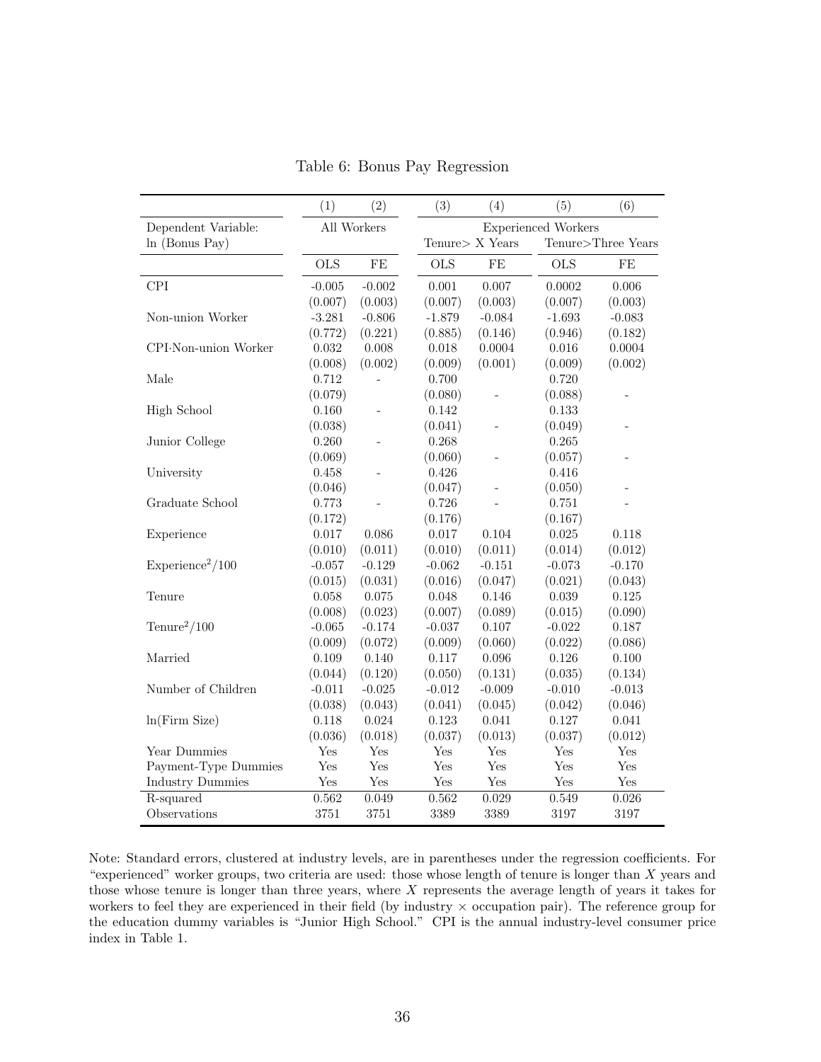Table 6: Bonus Pay Regression

| | (1) | (2) | (3) | (4) | (5) | (6) |
|---|---|---|---|---|---|---|
| Dependent Variable: | All Workers | | Experienced Workers | | | |
| ln (Bonus Pay) | | | Tenure> X Years | | Tenure>Three Years | |
| | OLS | FE | OLS | FE | OLS | FE |
| CPI | -0.005 | -0.002 | 0.001 | 0.007 | 0.0002 | 0.006 |
| | (0.007) | (0.003) | (0.007) | (0.003) | (0.007) | (0.003) |
| Non-union Worker | -3.281 | -0.806 | -1.879 | -0.084 | -1.693 | -0.083 |
| | (0.772) | (0.221) | (0.885) | (0.146) | (0.946) | (0.182) |
| CPI·Non-union Worker | 0.032 | 0.008 | 0.018 | 0.0004 | 0.016 | 0.0004 |
| | (0.008) | (0.002) | (0.009) | (0.001) | (0.009) | (0.002) |
| Male | 0.712 | - | 0.700 | | 0.720 | |
| | (0.079) | | (0.080) | - | (0.088) | - |
| High School | 0.160 | - | 0.142 | | 0.133 | |
| | (0.038) | | (0.041) | - | (0.049) | - |
| Junior College | 0.260 | - | 0.268 | | 0.265 | |
| | (0.069) | | (0.060) | - | (0.057) | - |
| University | 0.458 | - | 0.426 | | 0.416 | |
| | (0.046) | | (0.047) | - | (0.050) | - |
| Graduate School | 0.773 | - | 0.726 | - | 0.751 | - |
| | (0.172) | | (0.176) | | (0.167) | |
| Experience | 0.017 | 0.086 | 0.017 | 0.104 | 0.025 | 0.118 |
| | (0.010) | (0.011) | (0.010) | (0.011) | (0.014) | (0.012) |
| Experience$^2$/100 | -0.057 | -0.129 | -0.062 | -0.151 | -0.073 | -0.170 |
| | (0.015) | (0.031) | (0.016) | (0.047) | (0.021) | (0.043) |
| Tenure | 0.058 | 0.075 | 0.048 | 0.146 | 0.039 | 0.125 |
| | (0.008) | (0.023) | (0.007) | (0.089) | (0.015) | (0.090) |
| Tenure$^2$/100 | -0.065 | -0.174 | -0.037 | 0.107 | -0.022 | 0.187 |
| | (0.009) | (0.072) | (0.009) | (0.060) | (0.022) | (0.086) |
| Married | 0.109 | 0.140 | 0.117 | 0.096 | 0.126 | 0.100 |
| | (0.044) | (0.120) | (0.050) | (0.131) | (0.035) | (0.134) |
| Number of Children | -0.011 | -0.025 | -0.012 | -0.009 | -0.010 | -0.013 |
| | (0.038) | (0.043) | (0.041) | (0.045) | (0.042) | (0.046) |
| ln(Firm Size) | 0.118 | 0.024 | 0.123 | 0.041 | 0.127 | 0.041 |
| | (0.036) | (0.018) | (0.037) | (0.013) | (0.037) | (0.012) |
| Year Dummies | Yes | Yes | Yes | Yes | Yes | Yes |
| Payment-Type Dummies | Yes | Yes | Yes | Yes | Yes | Yes |
| Industry Dummies | Yes | Yes | Yes | Yes | Yes | Yes |
| R-squared | 0.562 | 0.049 | 0.562 | 0.029 | 0.549 | 0.026 |
| Observations | 3751 | 3751 | 3389 | 3389 | 3197 | 3197 |

Note: Standard errors, clustered at industry levels, are in parentheses under the regression coefficients. For "experienced" worker groups, two criteria are used: those whose length of tenure is longer than $X$ years and those whose tenure is longer than three years, where $X$ represents the average length of years it takes for workers to feel they are experienced in their field (by industry × occupation pair). The reference group for the education dummy variables is "Junior High School." CPI is the annual industry-level consumer price index in Table 1.